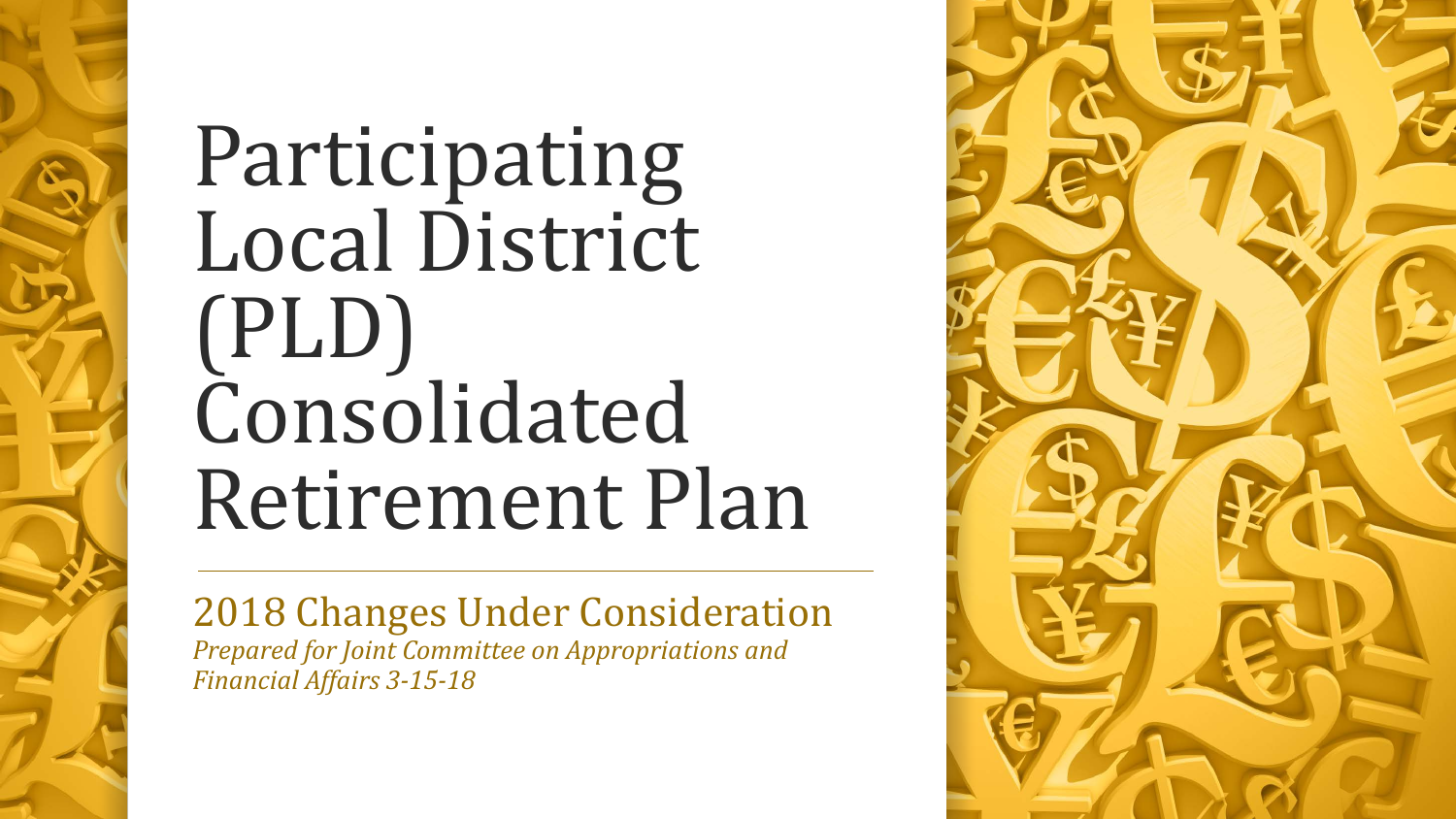# Participating Local District (PLD) Consolidated Retirement Plan

## 2018 Changes Under Consideration

*Prepared for Joint Committee on Appropriations and Financial Affairs 3-15-18*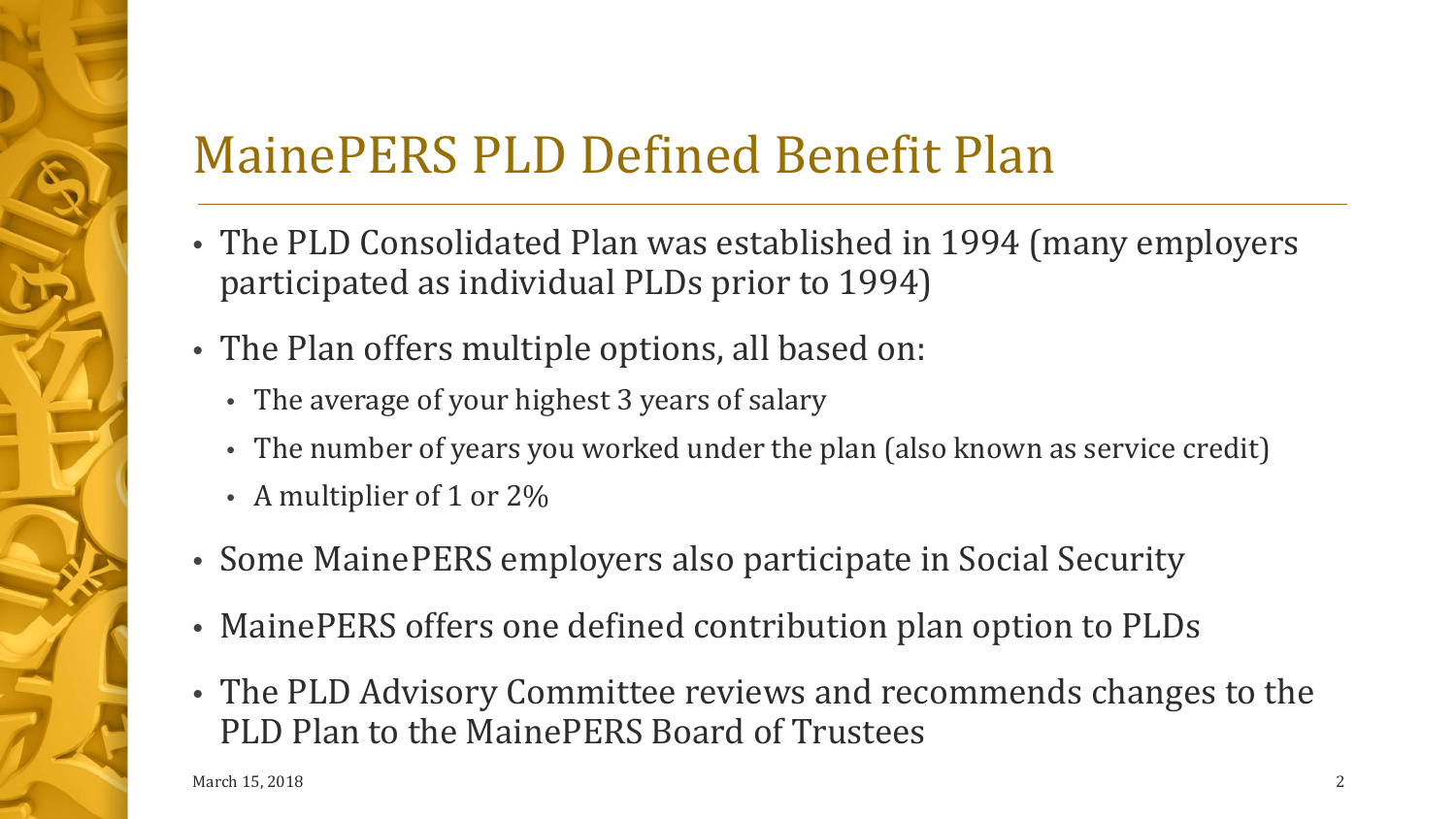# MainePERS PLD Defined Benefit Plan

- The PLD Consolidated Plan was established in 1994 (many employers participated as individual PLDs prior to 1994)
- The Plan offers multiple options, all based on:
  - The average of your highest 3 years of salary
  - The number of years you worked under the plan (also known as service credit)
  - A multiplier of 1 or 2%
- Some MainePERS employers also participate in Social Security
- MainePERS offers one defined contribution plan option to PLDs
- The PLD Advisory Committee reviews and recommends changes to the PLD Plan to the MainePERS Board of Trustees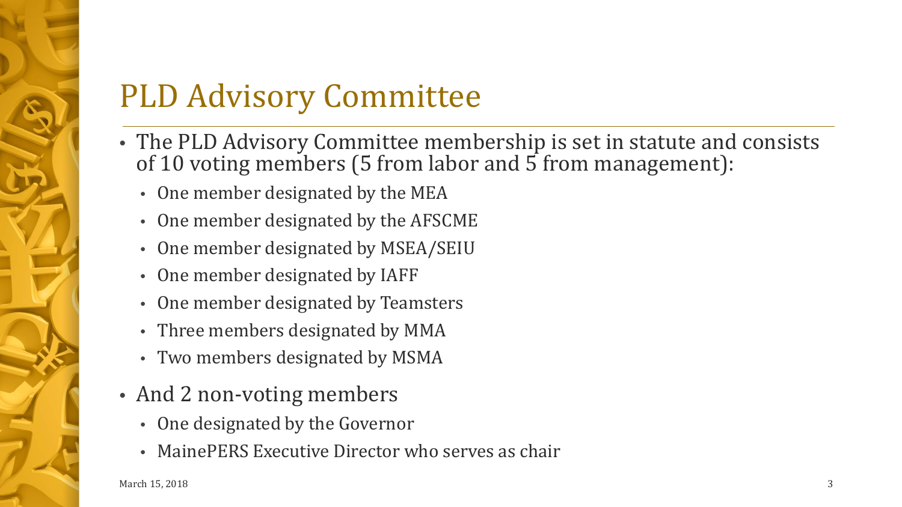# PLD Advisory Committee

- The PLD Advisory Committee membership is set in statute and consists of 10 voting members (5 from labor and 5 from management):
  - One member designated by the MEA
  - One member designated by the AFSCME
  - One member designated by MSEA/SEIU
  - One member designated by IAFF
  - One member designated by Teamsters
  - Three members designated by MMA
  - Two members designated by MSMA
- And 2 non-voting members
  - One designated by the Governor
  - MainePERS Executive Director who serves as chair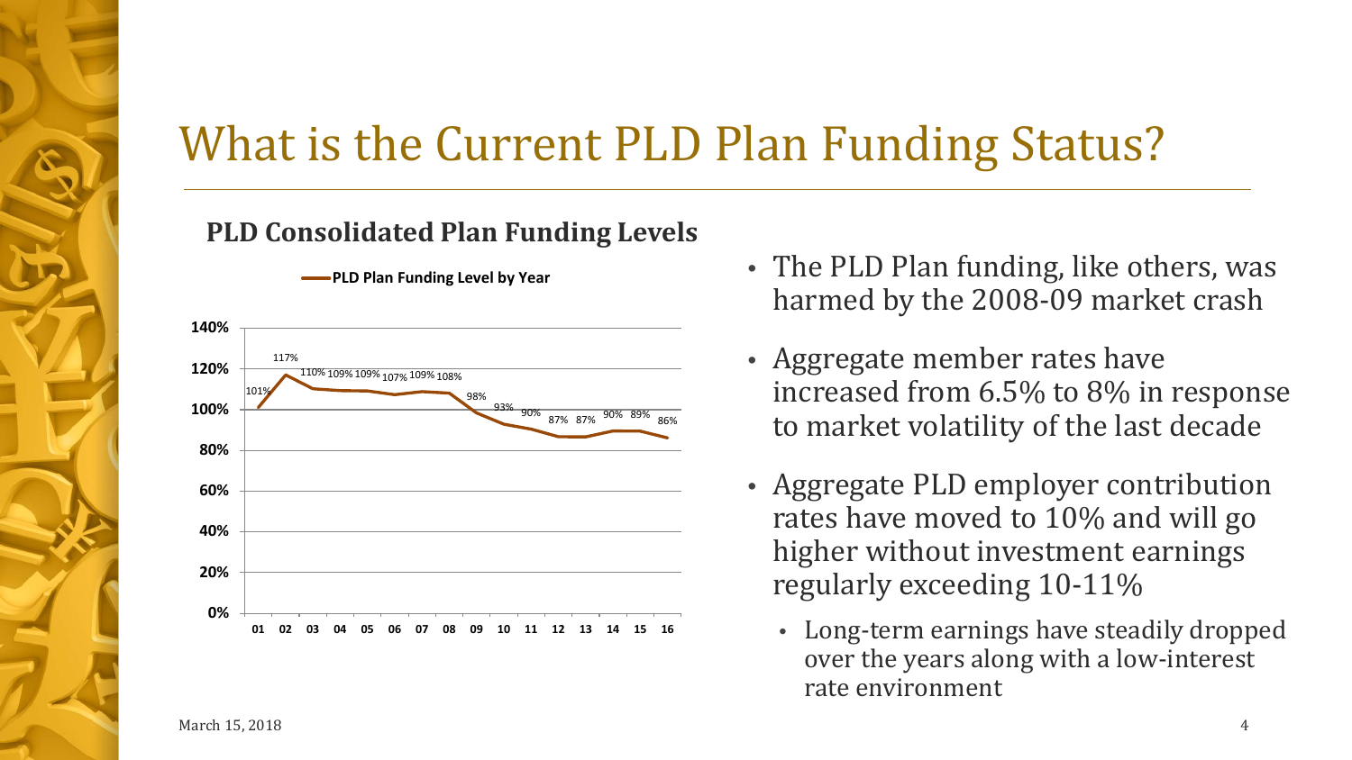# What is the Current PLD Plan Funding Status?

**PLD Consolidated Plan Funding Levels**

**PLD Plan Funding Level by Year**

| Year | 01 | 02 | 03 | 04 | 05 | 06 | 07 | 08 | 09 | 10 | 11 | 12 | 13 | 14 | 15 | 16 |
|---|---|---|---|---|---|---|---|---|---|---|---|---|---|---|---|---|
| Funding Level | 101% | 117% | 110% | 109% | 109% | 107% | 109% | 108% | 98% | 93% | 90% | 87% | 87% | 90% | 89% | 86% |

- The PLD Plan funding, like others, was harmed by the 2008-09 market crash
- Aggregate member rates have increased from 6.5% to 8% in response to market volatility of the last decade
- Aggregate PLD employer contribution rates have moved to 10% and will go higher without investment earnings regularly exceeding 10-11%
  - Long-term earnings have steadily dropped over the years along with a low-interest rate environment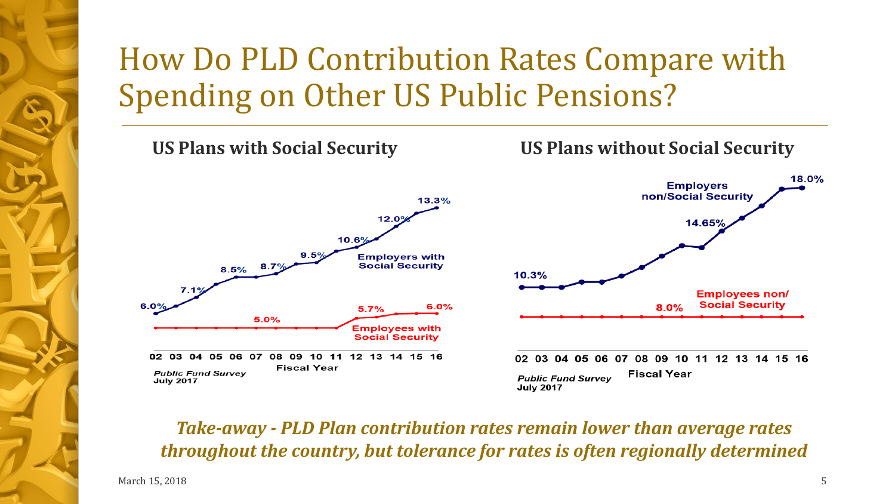# How Do PLD Contribution Rates Compare with Spending on Other US Public Pensions?

**US Plans with Social Security**

6.0% | 7.1% | 8.5% | 8.7% | 9.5% | 10.6% | 12.0% | 13.3%

Employers with Social Security

5.0% | 5.7% | 6.0%

Employees with Social Security

02 03 04 05 06 07 08 09 10 11 12 13 14 15 16

Fiscal Year

*Public Fund Survey*
**July 2017**

**US Plans without Social Security**

10.3% | 14.65% | 18.0%

Employers non/Social Security

8.0%

Employees non/ Social Security

02 03 04 05 06 07 08 09 10 11 12 13 14 15 16

Fiscal Year

*Public Fund Survey*
**July 2017**

***Take-away - PLD Plan contribution rates remain lower than average rates throughout the country, but tolerance for rates is often regionally determined***

March 15, 2018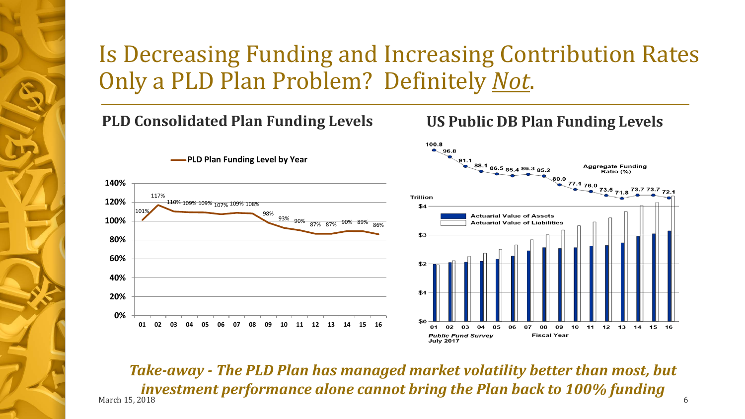# Is Decreasing Funding and Increasing Contribution Rates Only a PLD Plan Problem? Definitely *Not*.

## PLD Consolidated Plan Funding Levels

PLD Plan Funding Level by Year

| Year | 01 | 02 | 03 | 04 | 05 | 06 | 07 | 08 | 09 | 10 | 11 | 12 | 13 | 14 | 15 | 16 |
|---|---|---|---|---|---|---|---|---|---|---|---|---|---|---|---|---|
| Funding Level | 101% | 117% | 110% | 109% | 109% | 107% | 109% | 108% | 98% | 93% | 90% | 87% | 87% | 90% | 89% | 86% |

## US Public DB Plan Funding Levels

Aggregate Funding Ratio (%)

| Fiscal Year | 01 | 02 | 03 | 04 | 05 | 06 | 07 | 08 | 09 | 10 | 11 | 12 | 13 | 14 | 15 | 16 |
|---|---|---|---|---|---|---|---|---|---|---|---|---|---|---|---|---|
| Aggregate Funding Ratio (%) | 100.8 | 96.8 | 91.1 | 88.1 | 86.5 | 85.4 | 86.3 | 85.2 | 80.0 | 77.1 | 76.0 | 73.5 | 71.8 | 73.7 | 73.7 | 72.1 |

Trillion — Actuarial Value of Assets; Actuarial Value of Liabilities

*Public Fund Survey July 2017*

***Take-away - The PLD Plan has managed market volatility better than most, but investment performance alone cannot bring the Plan back to 100% funding***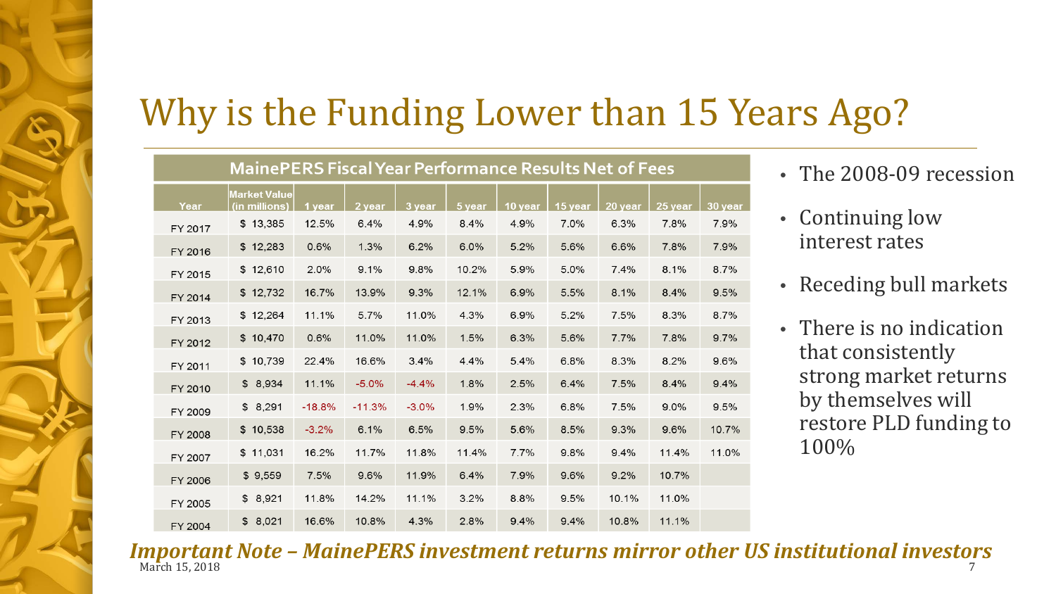# Why is the Funding Lower than 15 Years Ago?

| MainePERS Fiscal Year Performance Results Net of Fees | | | | | | | | | | |
|---|---|---|---|---|---|---|---|---|---|---|
| Year | Market Value (in millions) | 1 year | 2 year | 3 year | 5 year | 10 year | 15 year | 20 year | 25 year | 30 year |
| FY 2017 | $ 13,385 | 12.5% | 6.4% | 4.9% | 8.4% | 4.9% | 7.0% | 6.3% | 7.8% | 7.9% |
| FY 2016 | $ 12,283 | 0.6% | 1.3% | 6.2% | 6.0% | 5.2% | 5.6% | 6.6% | 7.8% | 7.9% |
| FY 2015 | $ 12,610 | 2.0% | 9.1% | 9.8% | 10.2% | 5.9% | 5.0% | 7.4% | 8.1% | 8.7% |
| FY 2014 | $ 12,732 | 16.7% | 13.9% | 9.3% | 12.1% | 6.9% | 5.5% | 8.1% | 8.4% | 9.5% |
| FY 2013 | $ 12,264 | 11.1% | 5.7% | 11.0% | 4.3% | 6.9% | 5.2% | 7.5% | 8.3% | 8.7% |
| FY 2012 | $ 10,470 | 0.6% | 11.0% | 11.0% | 1.5% | 6.3% | 5.6% | 7.7% | 7.8% | 9.7% |
| FY 2011 | $ 10,739 | 22.4% | 16.6% | 3.4% | 4.4% | 5.4% | 6.8% | 8.3% | 8.2% | 9.6% |
| FY 2010 | $ 8,934 | 11.1% | -5.0% | -4.4% | 1.8% | 2.5% | 6.4% | 7.5% | 8.4% | 9.4% |
| FY 2009 | $ 8,291 | -18.8% | -11.3% | -3.0% | 1.9% | 2.3% | 6.8% | 7.5% | 9.0% | 9.5% |
| FY 2008 | $ 10,538 | -3.2% | 6.1% | 6.5% | 9.5% | 5.6% | 8.5% | 9.3% | 9.6% | 10.7% |
| FY 2007 | $ 11,031 | 16.2% | 11.7% | 11.8% | 11.4% | 7.7% | 9.8% | 9.4% | 11.4% | 11.0% |
| FY 2006 | $ 9,559 | 7.5% | 9.6% | 11.9% | 6.4% | 7.9% | 9.6% | 9.2% | 10.7% | |
| FY 2005 | $ 8,921 | 11.8% | 14.2% | 11.1% | 3.2% | 8.8% | 9.5% | 10.1% | 11.0% | |
| FY 2004 | $ 8,021 | 16.6% | 10.8% | 4.3% | 2.8% | 9.4% | 9.4% | 10.8% | 11.1% | |

- The 2008-09 recession
- Continuing low interest rates
- Receding bull markets
- There is no indication that consistently strong market returns by themselves will restore PLD funding to 100%

***Important Note – MainePERS investment returns mirror other US institutional investors***

March 15, 2018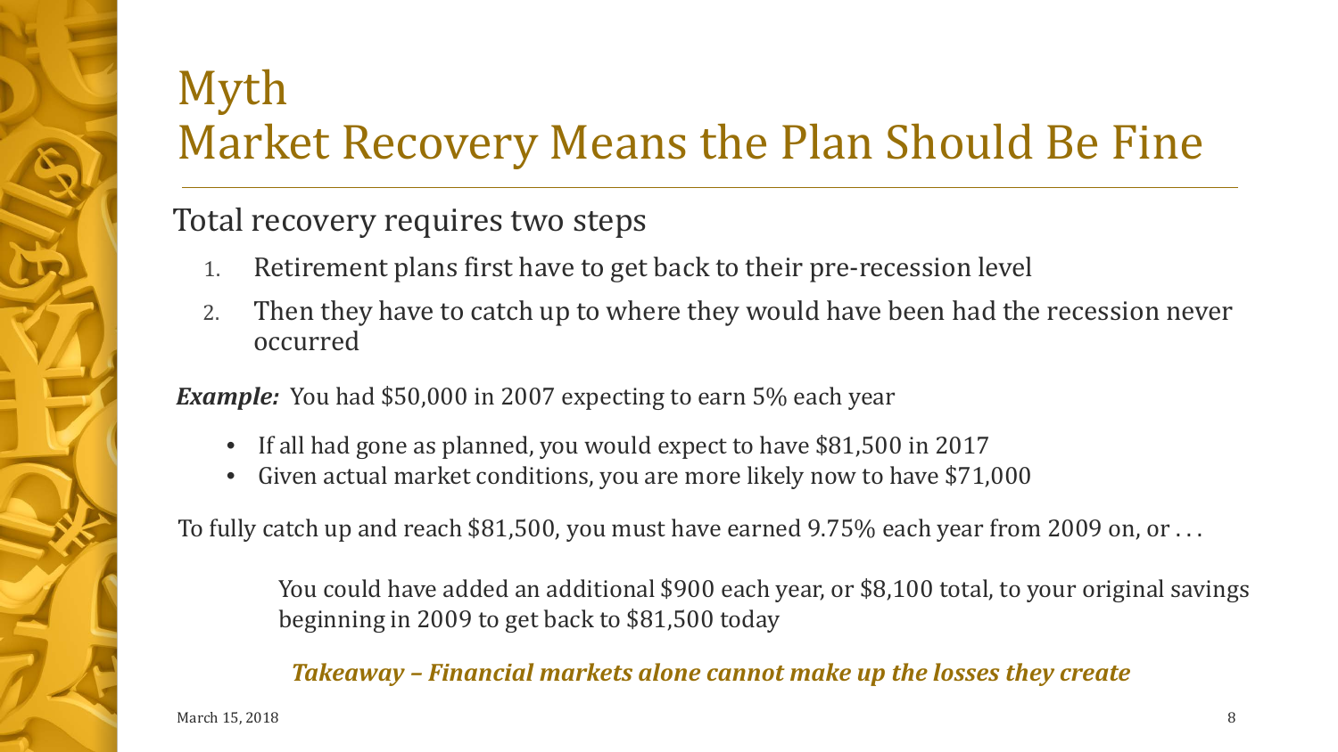# Myth
# Market Recovery Means the Plan Should Be Fine

Total recovery requires two steps

1. Retirement plans first have to get back to their pre-recession level
2. Then they have to catch up to where they would have been had the recession never occurred

***Example:*** You had $50,000 in 2007 expecting to earn 5% each year

- If all had gone as planned, you would expect to have $81,500 in 2017
- Given actual market conditions, you are more likely now to have $71,000

To fully catch up and reach $81,500, you must have earned 9.75% each year from 2009 on, or . . .

You could have added an additional $900 each year, or $8,100 total, to your original savings beginning in 2009 to get back to $81,500 today

***Takeaway – Financial markets alone cannot make up the losses they create***

March 15, 2018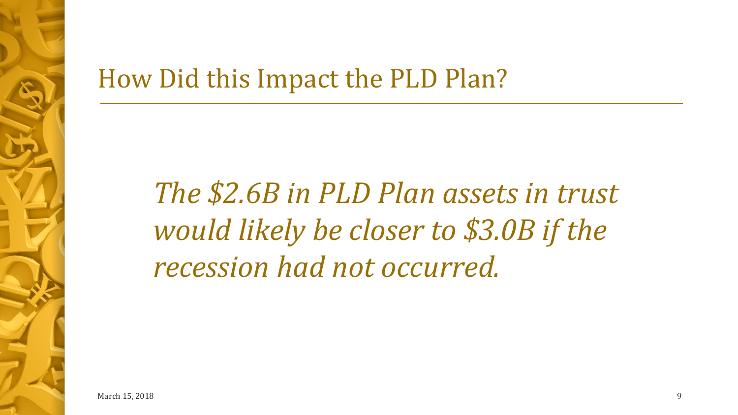# How Did this Impact the PLD Plan?

*The $2.6B in PLD Plan assets in trust would likely be closer to $3.0B if the recession had not occurred.*

March 15, 2018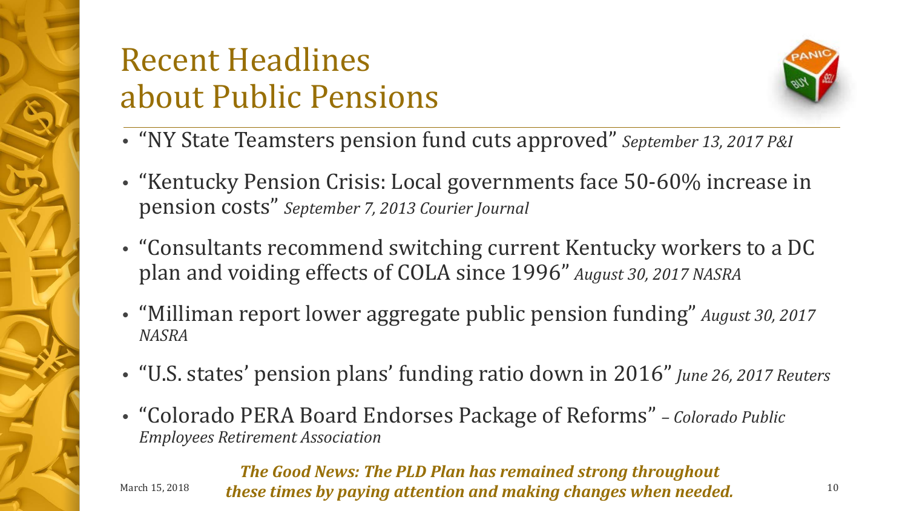# Recent Headlines about Public Pensions

- "NY State Teamsters pension fund cuts approved" *September 13, 2017 P&I*
- "Kentucky Pension Crisis: Local governments face 50-60% increase in pension costs" *September 7, 2013 Courier Journal*
- "Consultants recommend switching current Kentucky workers to a DC plan and voiding effects of COLA since 1996" *August 30, 2017 NASRA*
- "Milliman report lower aggregate public pension funding" *August 30, 2017 NASRA*
- "U.S. states' pension plans' funding ratio down in 2016" *June 26, 2017 Reuters*
- "Colorado PERA Board Endorses Package of Reforms" *– Colorado Public Employees Retirement Association*

***The Good News: The PLD Plan has remained strong throughout these times by paying attention and making changes when needed.***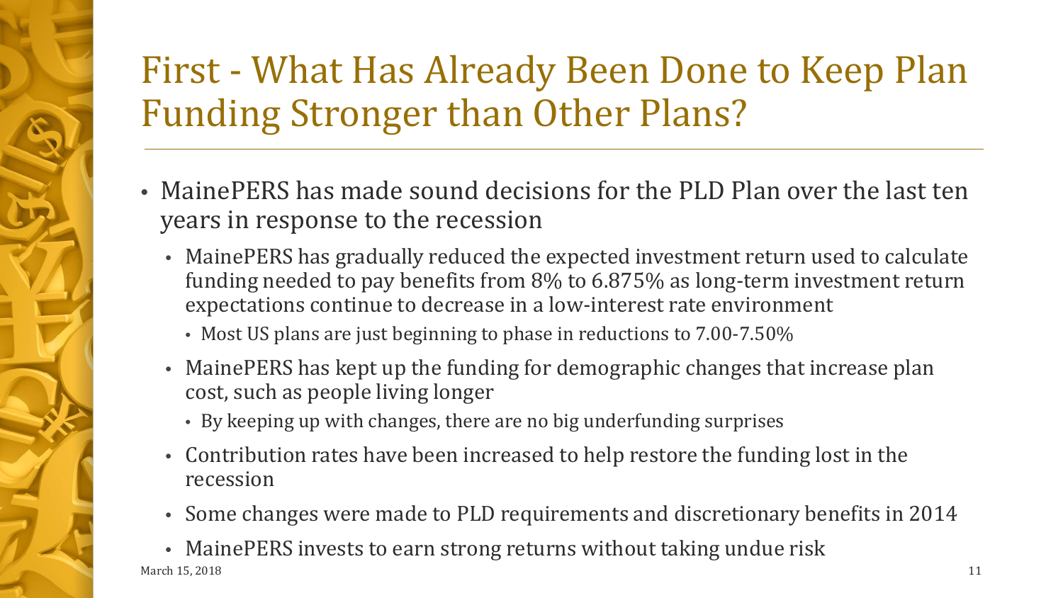# First - What Has Already Been Done to Keep Plan Funding Stronger than Other Plans?

- MainePERS has made sound decisions for the PLD Plan over the last ten years in response to the recession
  - MainePERS has gradually reduced the expected investment return used to calculate funding needed to pay benefits from 8% to 6.875% as long-term investment return expectations continue to decrease in a low-interest rate environment
    - Most US plans are just beginning to phase in reductions to 7.00-7.50%
  - MainePERS has kept up the funding for demographic changes that increase plan cost, such as people living longer
    - By keeping up with changes, there are no big underfunding surprises
  - Contribution rates have been increased to help restore the funding lost in the recession
  - Some changes were made to PLD requirements and discretionary benefits in 2014
  - MainePERS invests to earn strong returns without taking undue risk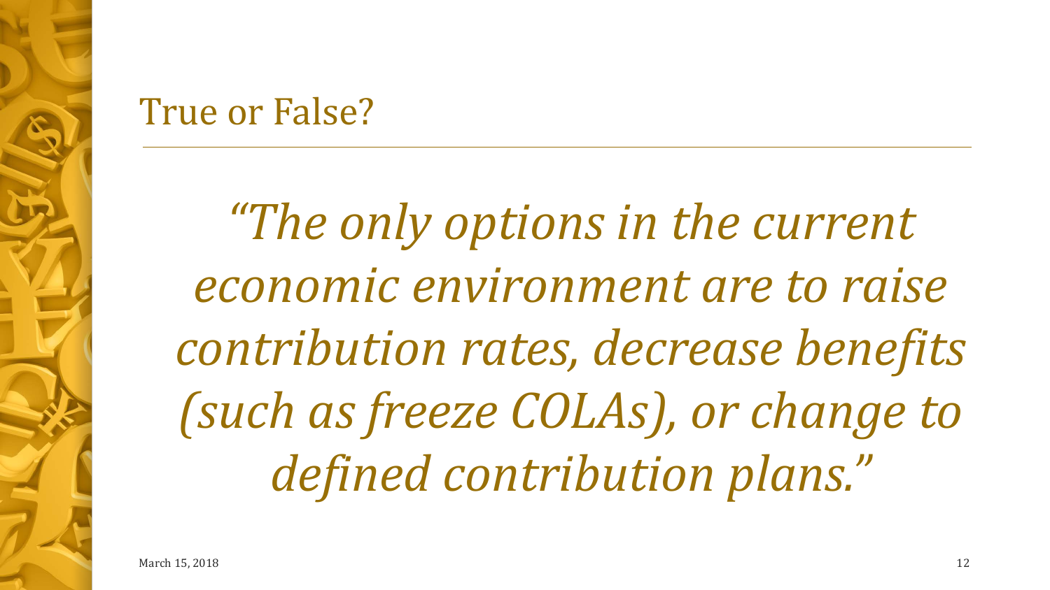## True or False?

*"The only options in the current economic environment are to raise contribution rates, decrease benefits (such as freeze COLAs), or change to defined contribution plans."*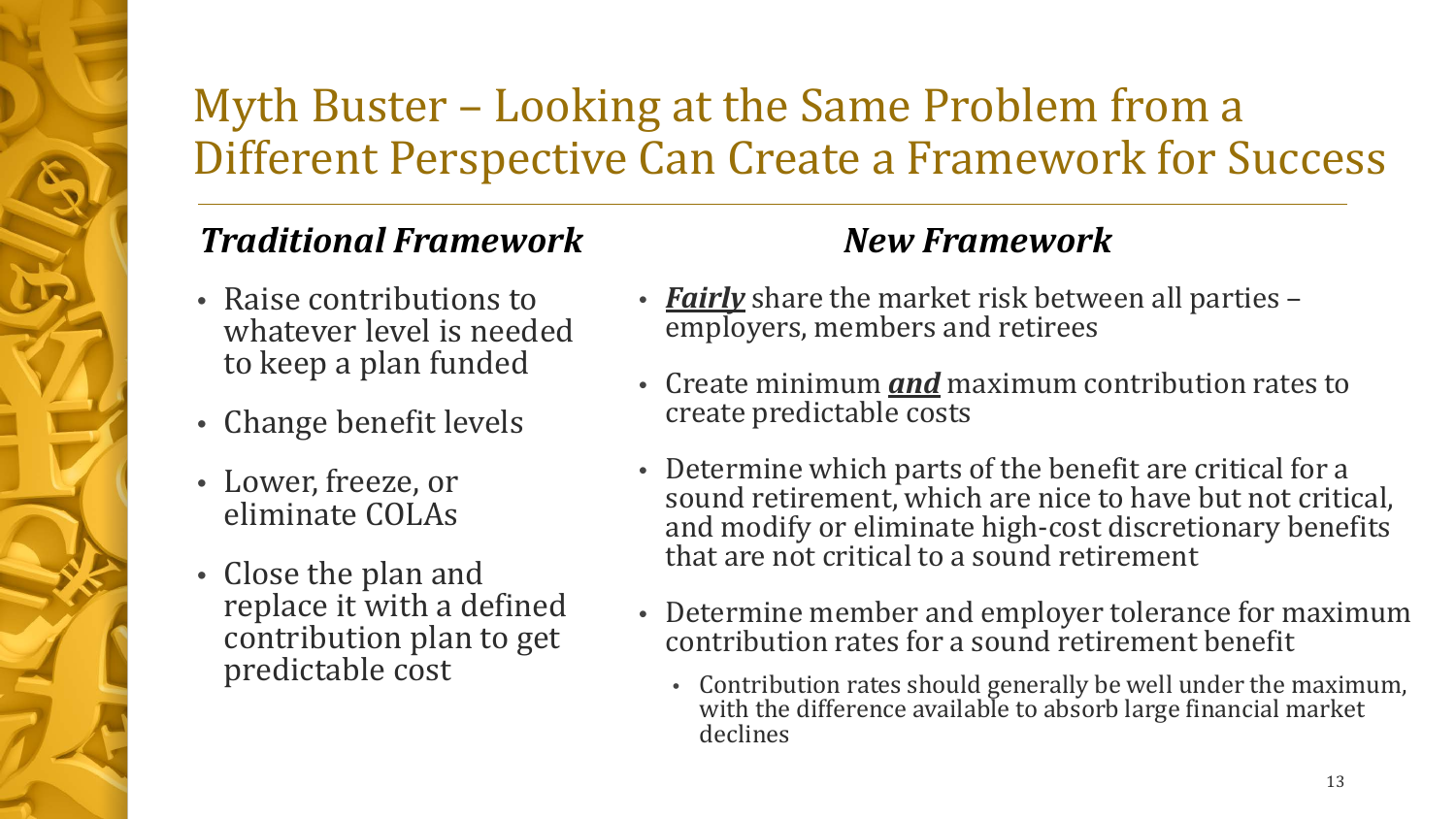# Myth Buster – Looking at the Same Problem from a Different Perspective Can Create a Framework for Success

## *Traditional Framework*

- Raise contributions to whatever level is needed to keep a plan funded
- Change benefit levels
- Lower, freeze, or eliminate COLAs
- Close the plan and replace it with a defined contribution plan to get predictable cost

## *New Framework*

- ***Fairly*** share the market risk between all parties – employers, members and retirees
- Create minimum ***and*** maximum contribution rates to create predictable costs
- Determine which parts of the benefit are critical for a sound retirement, which are nice to have but not critical, and modify or eliminate high-cost discretionary benefits that are not critical to a sound retirement
- Determine member and employer tolerance for maximum contribution rates for a sound retirement benefit
  - Contribution rates should generally be well under the maximum, with the difference available to absorb large financial market declines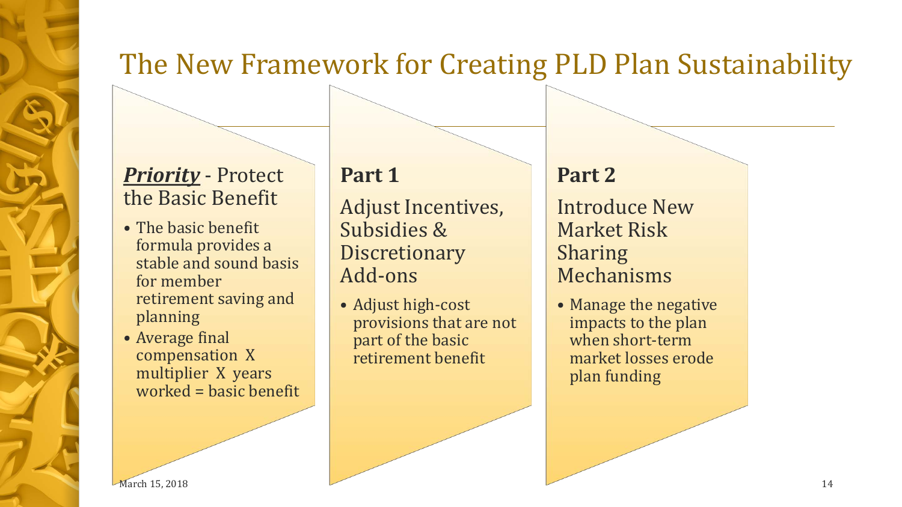# The New Framework for Creating PLD Plan Sustainability

## ***Priority*** - Protect the Basic Benefit

- The basic benefit formula provides a stable and sound basis for member retirement saving and planning
- Average final compensation X multiplier X years worked = basic benefit

## **Part 1**

### Adjust Incentives, Subsidies & Discretionary Add-ons

- Adjust high-cost provisions that are not part of the basic retirement benefit

## **Part 2**

### Introduce New Market Risk Sharing Mechanisms

- Manage the negative impacts to the plan when short-term market losses erode plan funding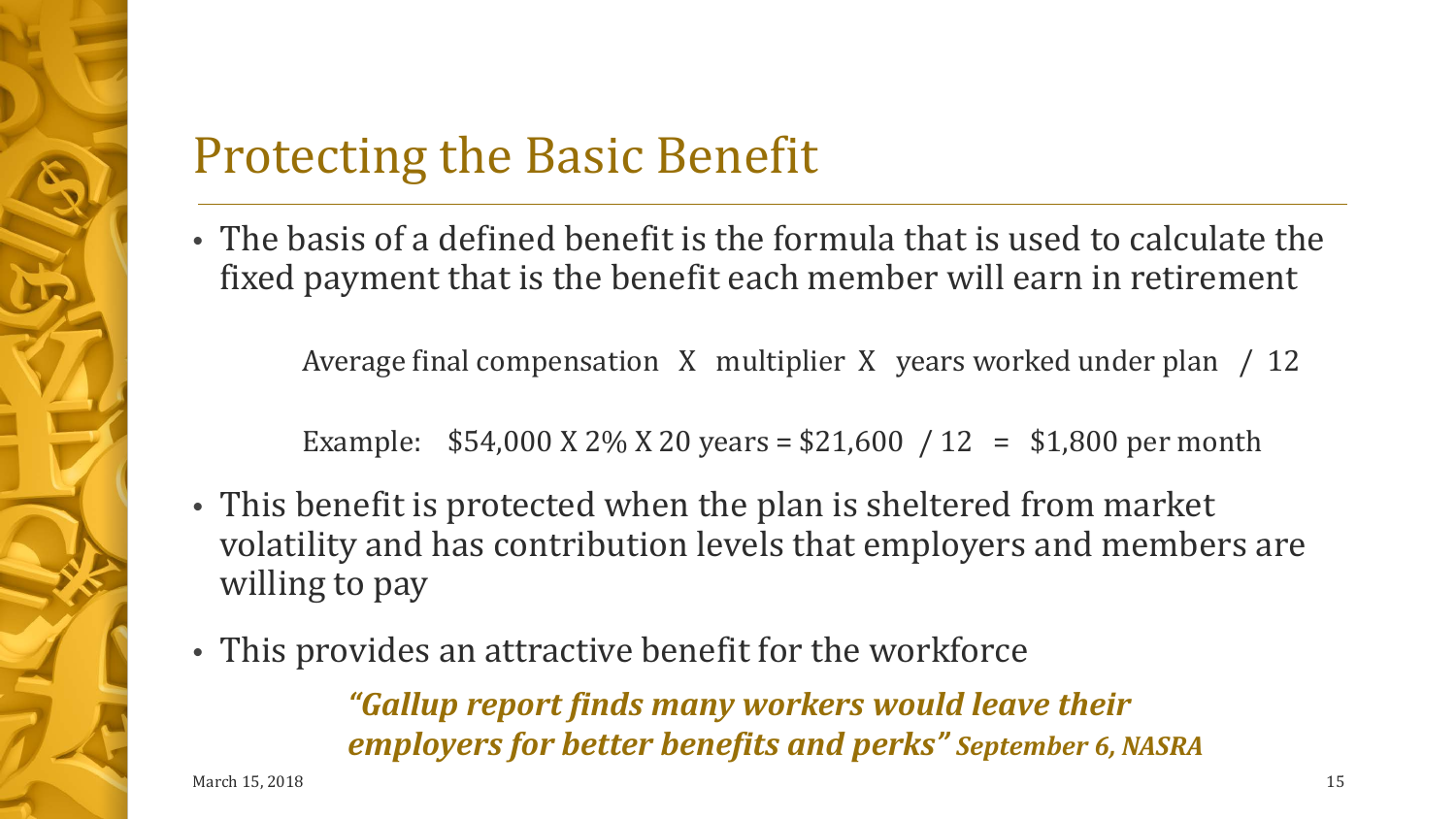# Protecting the Basic Benefit

- The basis of a defined benefit is the formula that is used to calculate the fixed payment that is the benefit each member will earn in retirement

  Average final compensation X multiplier X years worked under plan / 12

  Example: $54,000 X 2% X 20 years = $21,600 / 12 = $1,800 per month

- This benefit is protected when the plan is sheltered from market volatility and has contribution levels that employers and members are willing to pay
- This provides an attractive benefit for the workforce

  ***"Gallup report finds many workers would leave their employers for better benefits and perks" September 6, NASRA***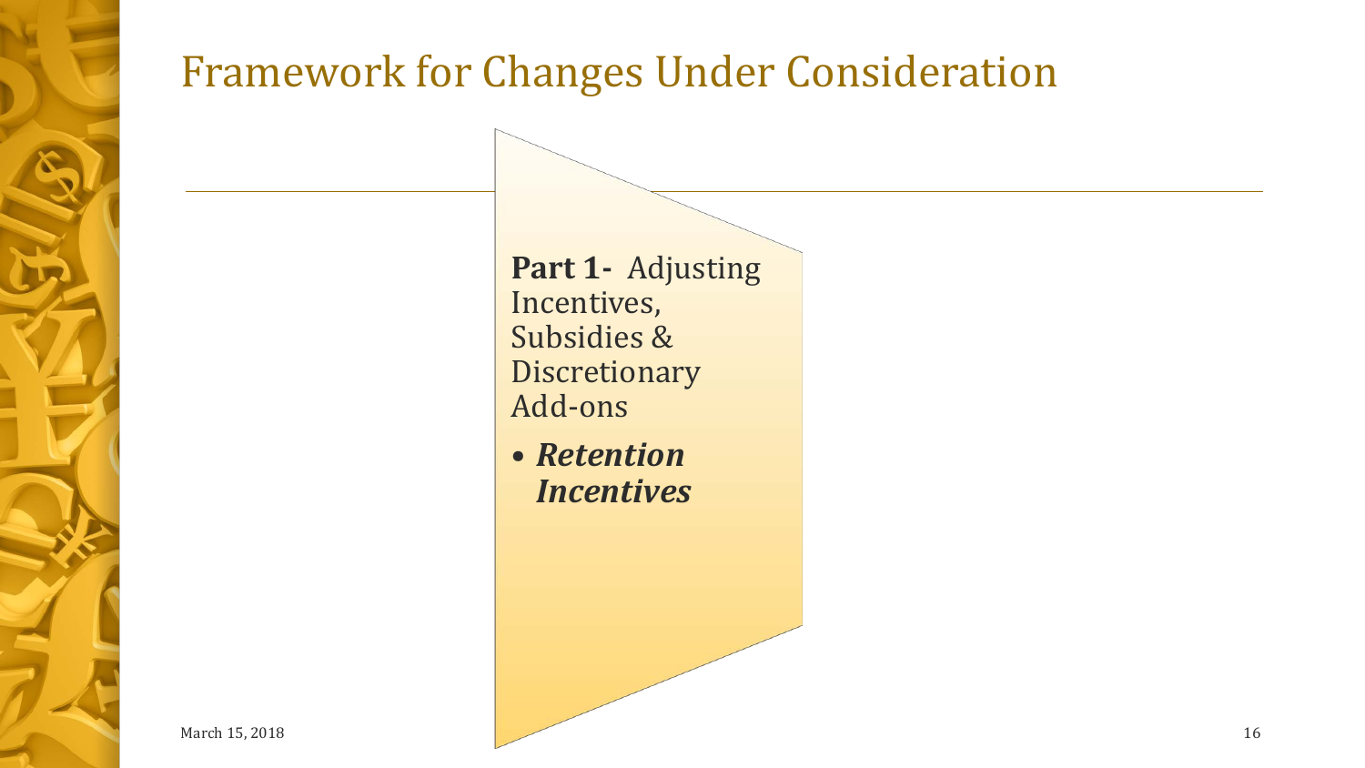# Framework for Changes Under Consideration

**Part 1-** Adjusting Incentives, Subsidies & Discretionary Add-ons

- ***Retention Incentives***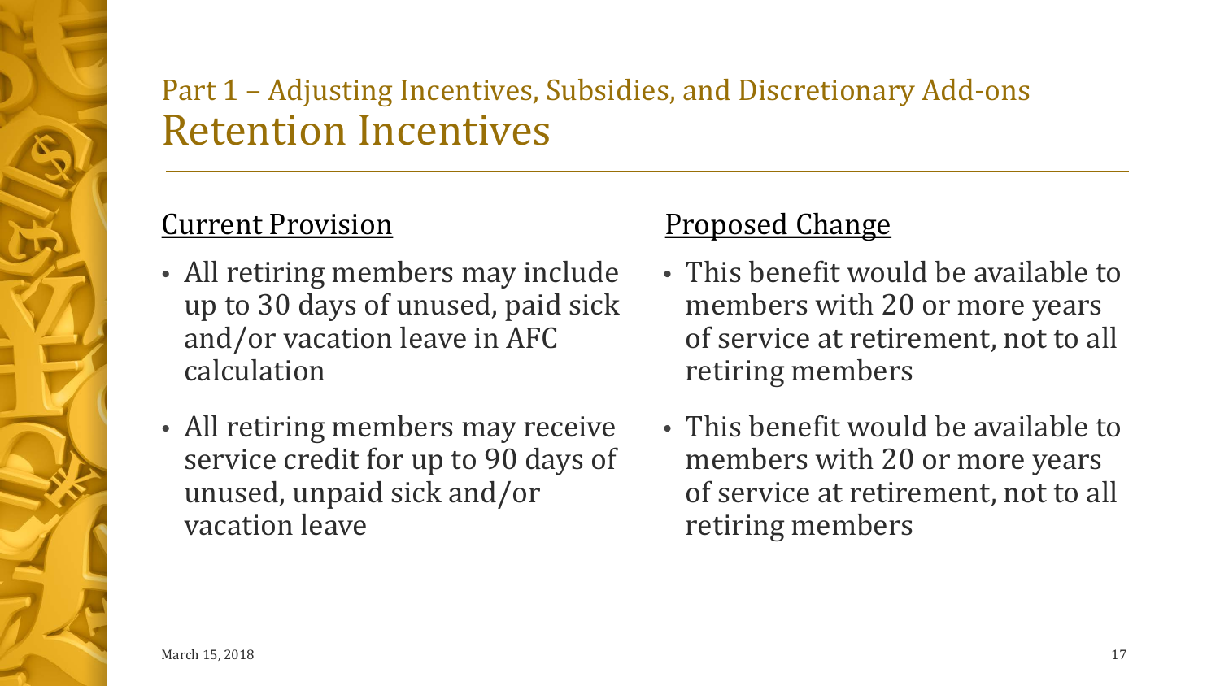## Part 1 – Adjusting Incentives, Subsidies, and Discretionary Add-ons

# Retention Incentives

| Current Provision | Proposed Change |
| --- | --- |
| All retiring members may include up to 30 days of unused, paid sick and/or vacation leave in AFC calculation | This benefit would be available to members with 20 or more years of service at retirement, not to all retiring members |
| All retiring members may receive service credit for up to 90 days of unused, unpaid sick and/or vacation leave | This benefit would be available to members with 20 or more years of service at retirement, not to all retiring members |

March 15, 2018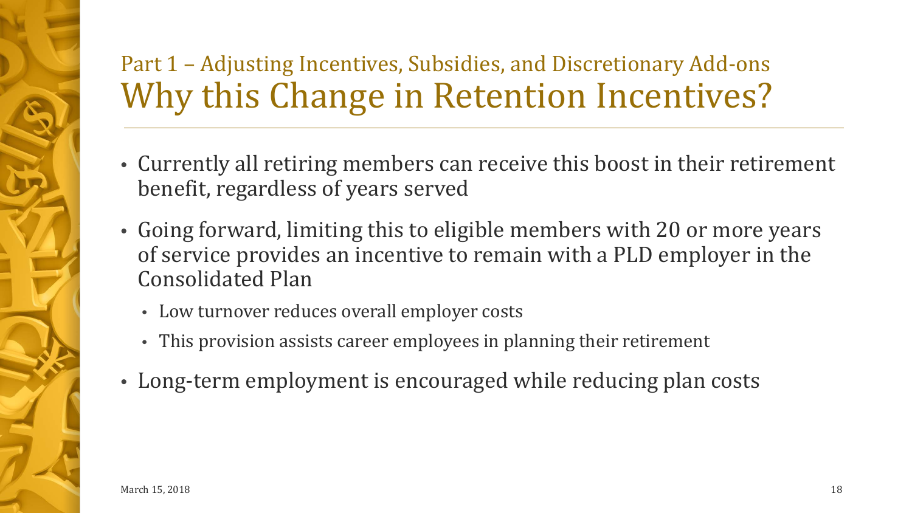Part 1 – Adjusting Incentives, Subsidies, and Discretionary Add-ons

# Why this Change in Retention Incentives?

- Currently all retiring members can receive this boost in their retirement benefit, regardless of years served
- Going forward, limiting this to eligible members with 20 or more years of service provides an incentive to remain with a PLD employer in the Consolidated Plan
  - Low turnover reduces overall employer costs
  - This provision assists career employees in planning their retirement
- Long-term employment is encouraged while reducing plan costs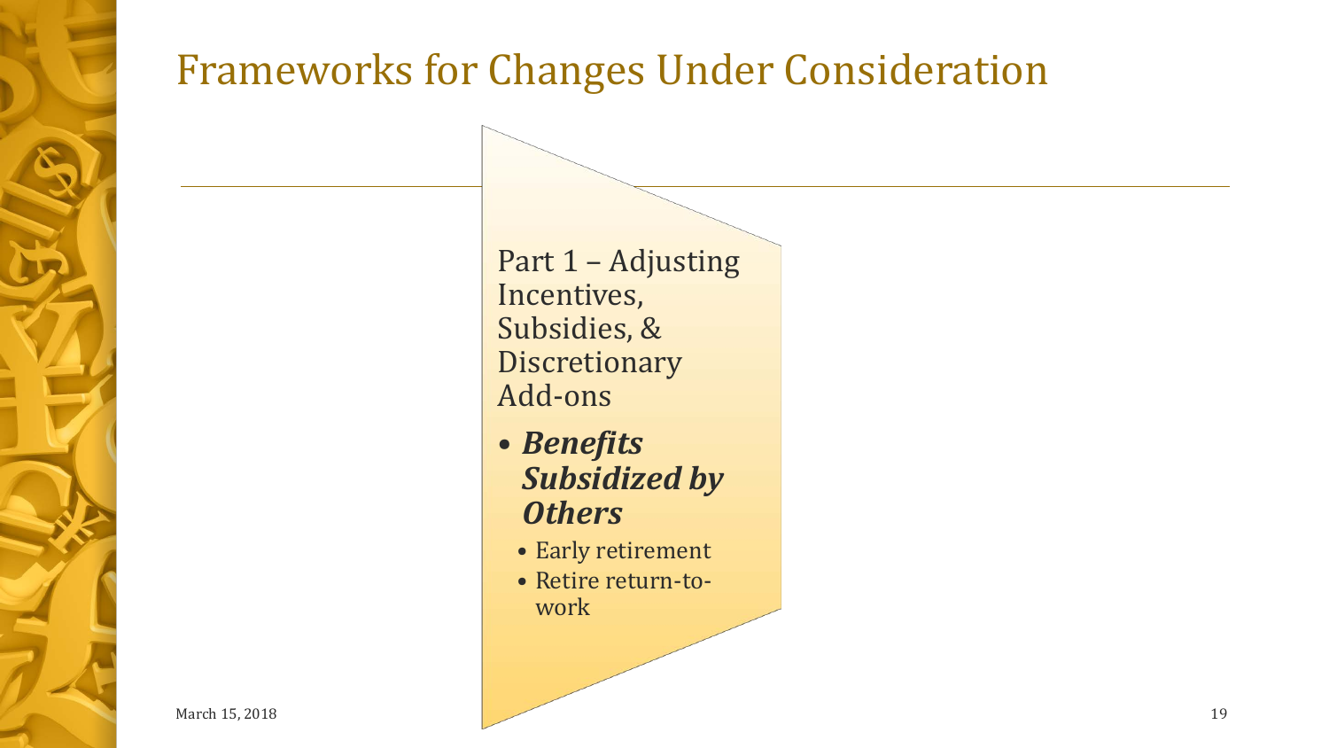# Frameworks for Changes Under Consideration

Part 1 – Adjusting Incentives, Subsidies, & Discretionary Add-ons

- ***Benefits Subsidized by Others***
  - Early retirement
  - Retire return-to-work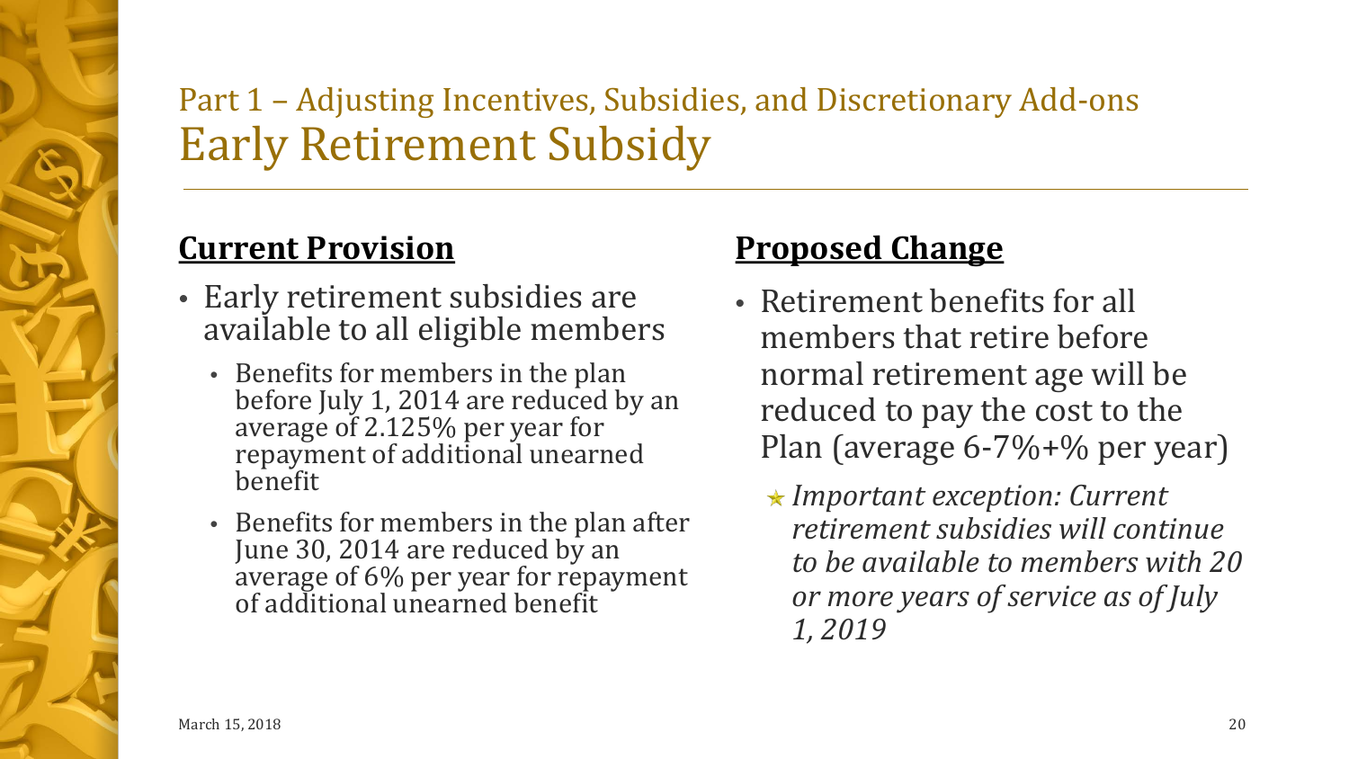Part 1 – Adjusting Incentives, Subsidies, and Discretionary Add-ons

# Early Retirement Subsidy

## Current Provision

- Early retirement subsidies are available to all eligible members
  - Benefits for members in the plan before July 1, 2014 are reduced by an average of 2.125% per year for repayment of additional unearned benefit
  - Benefits for members in the plan after June 30, 2014 are reduced by an average of 6% per year for repayment of additional unearned benefit

## Proposed Change

- Retirement benefits for all members that retire before normal retirement age will be reduced to pay the cost to the Plan (average 6-7%+% per year)
  - ★ *Important exception: Current retirement subsidies will continue to be available to members with 20 or more years of service as of July 1, 2019*

March 15, 2018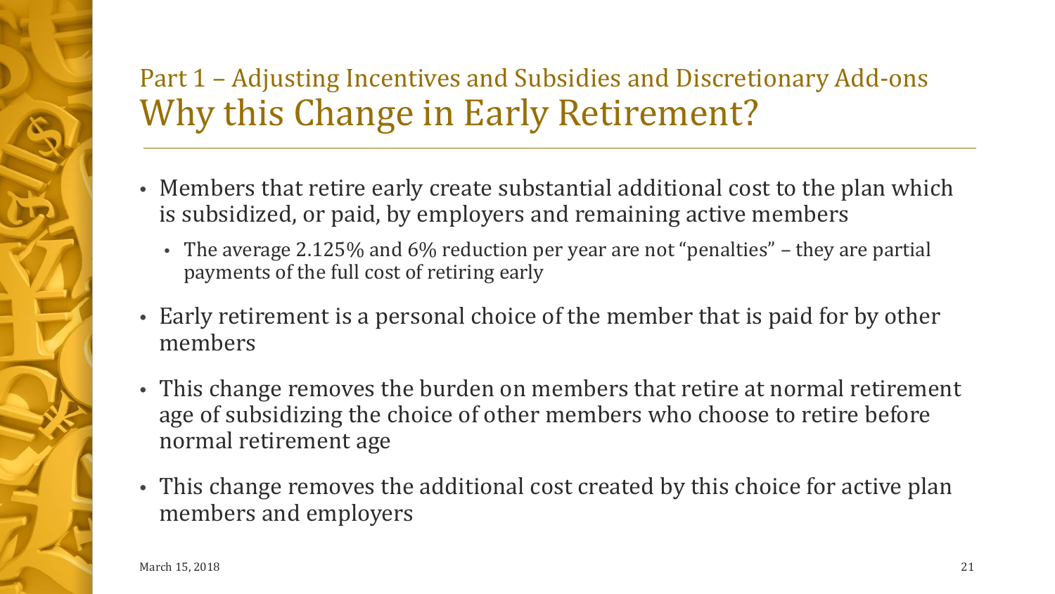## Part 1 – Adjusting Incentives and Subsidies and Discretionary Add-ons

# Why this Change in Early Retirement?

- Members that retire early create substantial additional cost to the plan which is subsidized, or paid, by employers and remaining active members
  - The average 2.125% and 6% reduction per year are not "penalties" – they are partial payments of the full cost of retiring early
- Early retirement is a personal choice of the member that is paid for by other members
- This change removes the burden on members that retire at normal retirement age of subsidizing the choice of other members who choose to retire before normal retirement age
- This change removes the additional cost created by this choice for active plan members and employers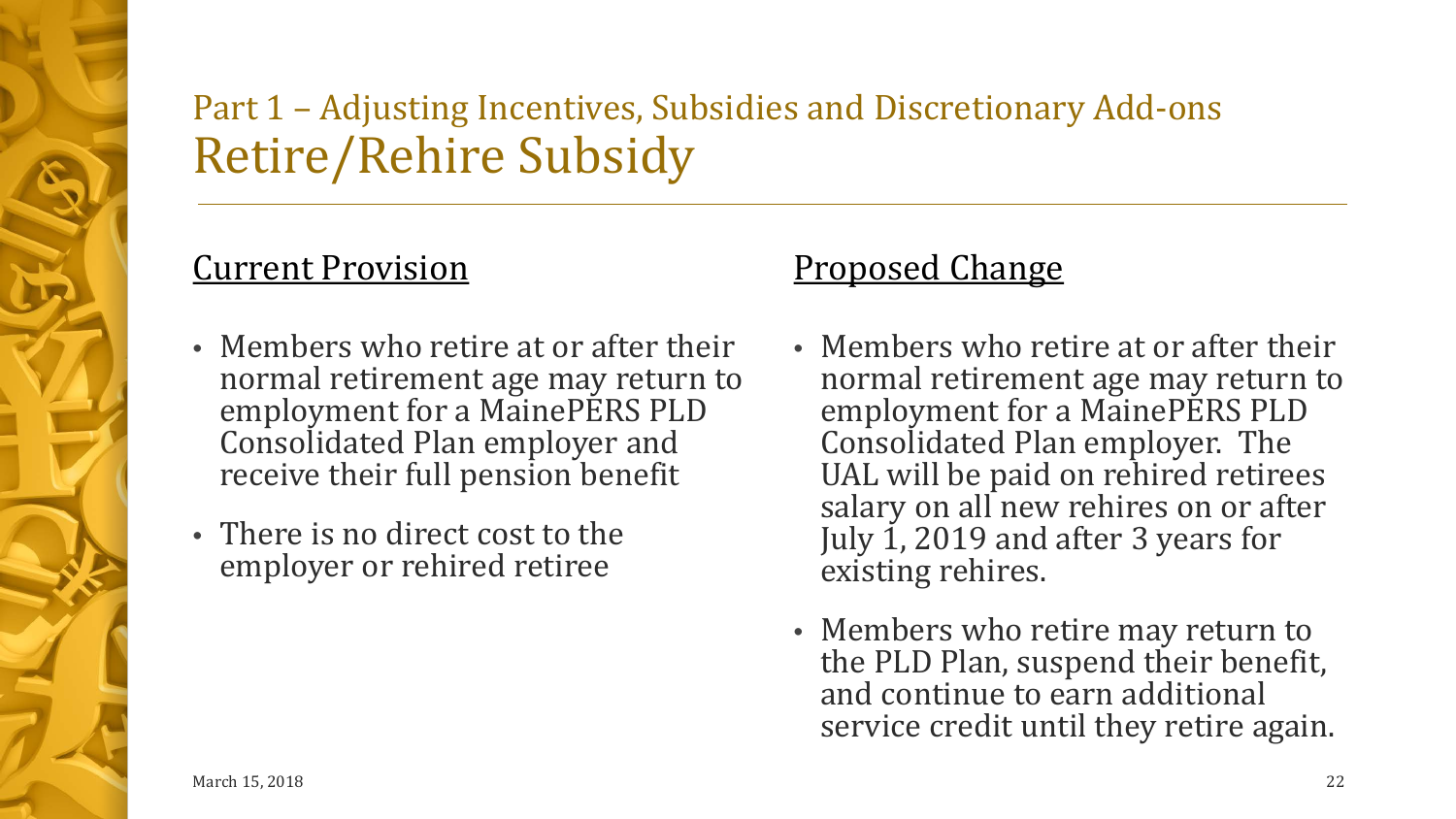## Part 1 – Adjusting Incentives, Subsidies and Discretionary Add-ons

# Retire/Rehire Subsidy

### Current Provision

- Members who retire at or after their normal retirement age may return to employment for a MainePERS PLD Consolidated Plan employer and receive their full pension benefit
- There is no direct cost to the employer or rehired retiree

### Proposed Change

- Members who retire at or after their normal retirement age may return to employment for a MainePERS PLD Consolidated Plan employer. The UAL will be paid on rehired retirees salary on all new rehires on or after July 1, 2019 and after 3 years for existing rehires.
- Members who retire may return to the PLD Plan, suspend their benefit, and continue to earn additional service credit until they retire again.

March 15, 2018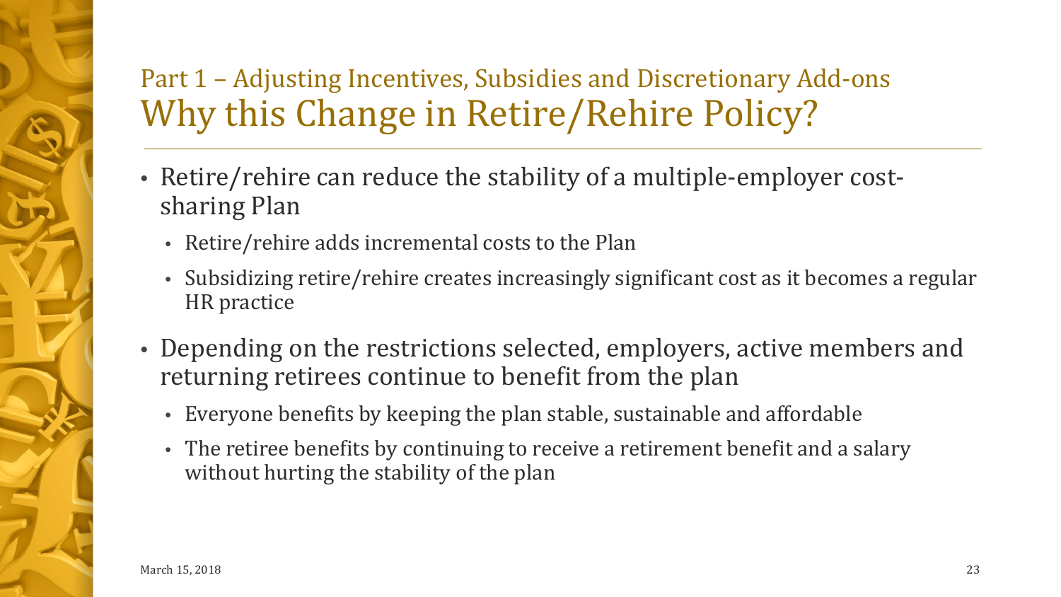## Part 1 – Adjusting Incentives, Subsidies and Discretionary Add-ons

# Why this Change in Retire/Rehire Policy?

- Retire/rehire can reduce the stability of a multiple-employer cost-sharing Plan
  - Retire/rehire adds incremental costs to the Plan
  - Subsidizing retire/rehire creates increasingly significant cost as it becomes a regular HR practice
- Depending on the restrictions selected, employers, active members and returning retirees continue to benefit from the plan
  - Everyone benefits by keeping the plan stable, sustainable and affordable
  - The retiree benefits by continuing to receive a retirement benefit and a salary without hurting the stability of the plan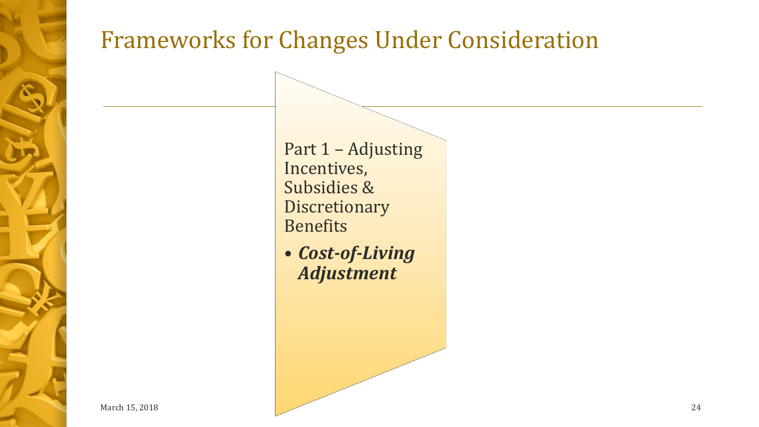# Frameworks for Changes Under Consideration

Part 1 – Adjusting Incentives, Subsidies & Discretionary Benefits

- ***Cost-of-Living Adjustment***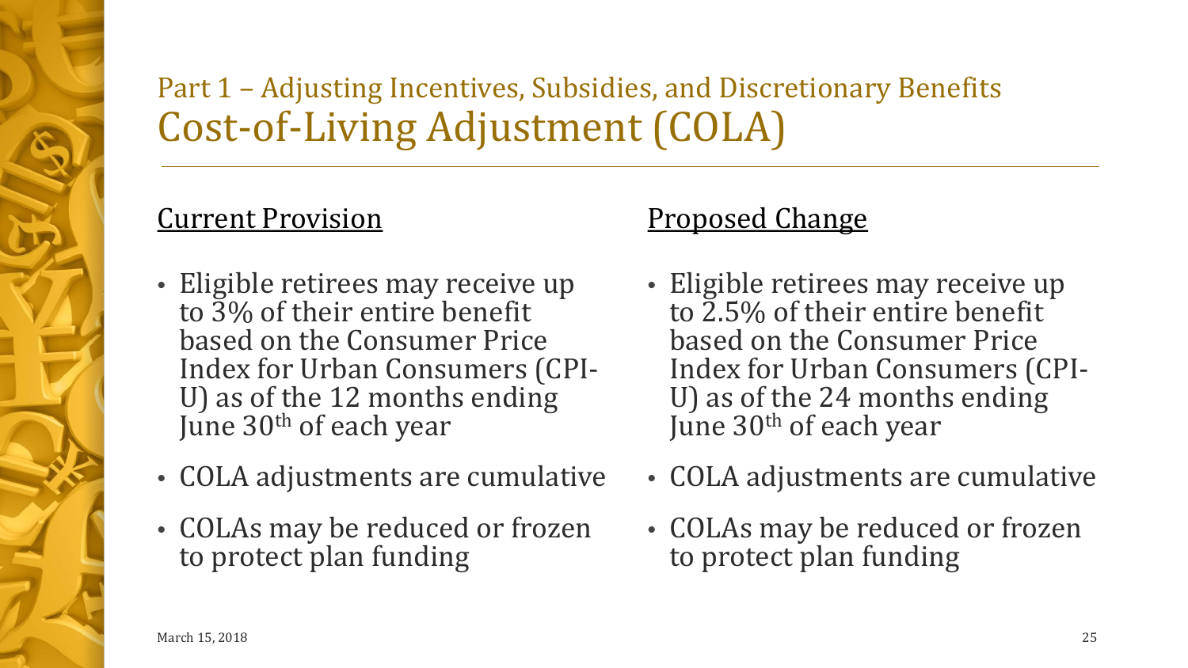## Part 1 – Adjusting Incentives, Subsidies, and Discretionary Benefits

# Cost-of-Living Adjustment (COLA)

### Current Provision

- Eligible retirees may receive up to 3% of their entire benefit based on the Consumer Price Index for Urban Consumers (CPI-U) as of the 12 months ending June 30th of each year
- COLA adjustments are cumulative
- COLAs may be reduced or frozen to protect plan funding

### Proposed Change

- Eligible retirees may receive up to 2.5% of their entire benefit based on the Consumer Price Index for Urban Consumers (CPI-U) as of the 24 months ending June 30th of each year
- COLA adjustments are cumulative
- COLAs may be reduced or frozen to protect plan funding

March 15, 2018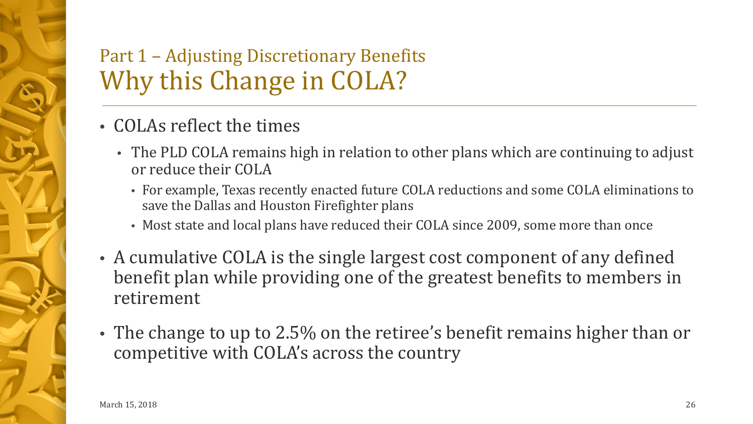## Part 1 – Adjusting Discretionary Benefits

# Why this Change in COLA?

- COLAs reflect the times
  - The PLD COLA remains high in relation to other plans which are continuing to adjust or reduce their COLA
    - For example, Texas recently enacted future COLA reductions and some COLA eliminations to save the Dallas and Houston Firefighter plans
    - Most state and local plans have reduced their COLA since 2009, some more than once
- A cumulative COLA is the single largest cost component of any defined benefit plan while providing one of the greatest benefits to members in retirement
- The change to up to 2.5% on the retiree's benefit remains higher than or competitive with COLA's across the country

March 15, 2018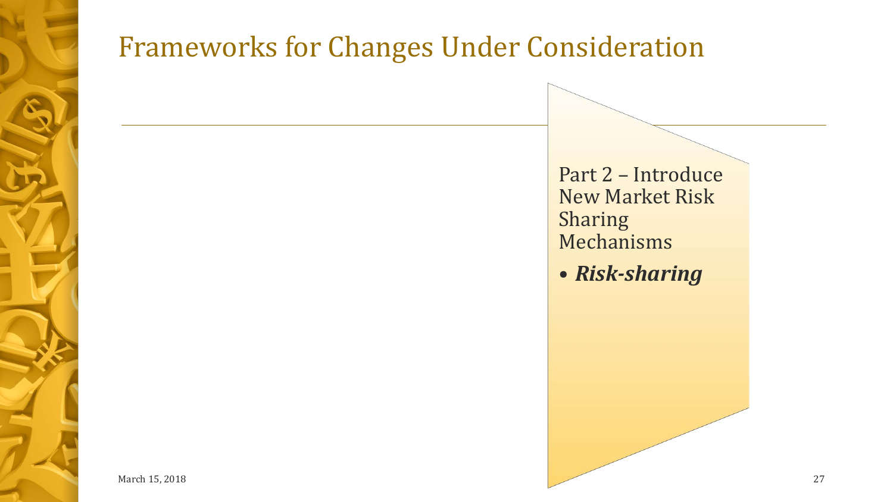# Frameworks for Changes Under Consideration

Part 2 – Introduce New Market Risk Sharing Mechanisms

- ***Risk-sharing***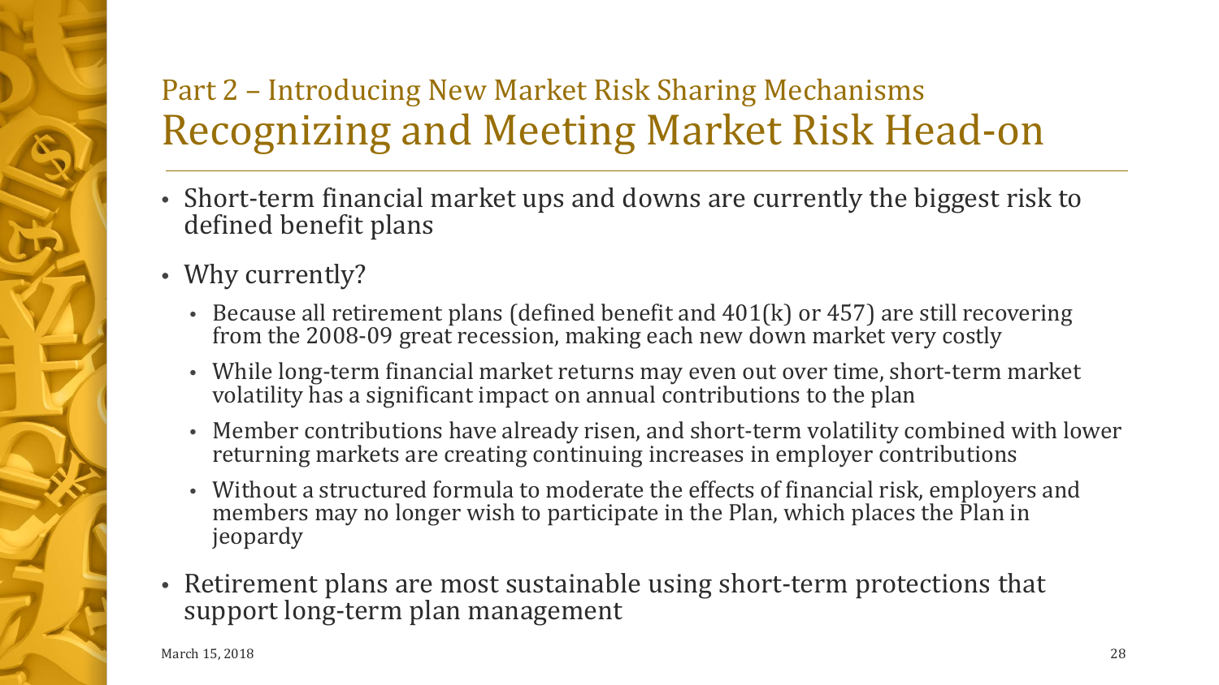## Part 2 – Introducing New Market Risk Sharing Mechanisms

# Recognizing and Meeting Market Risk Head-on

- Short-term financial market ups and downs are currently the biggest risk to defined benefit plans
- Why currently?
  - Because all retirement plans (defined benefit and 401(k) or 457) are still recovering from the 2008-09 great recession, making each new down market very costly
  - While long-term financial market returns may even out over time, short-term market volatility has a significant impact on annual contributions to the plan
  - Member contributions have already risen, and short-term volatility combined with lower returning markets are creating continuing increases in employer contributions
  - Without a structured formula to moderate the effects of financial risk, employers and members may no longer wish to participate in the Plan, which places the Plan in jeopardy
- Retirement plans are most sustainable using short-term protections that support long-term plan management

March 15, 2018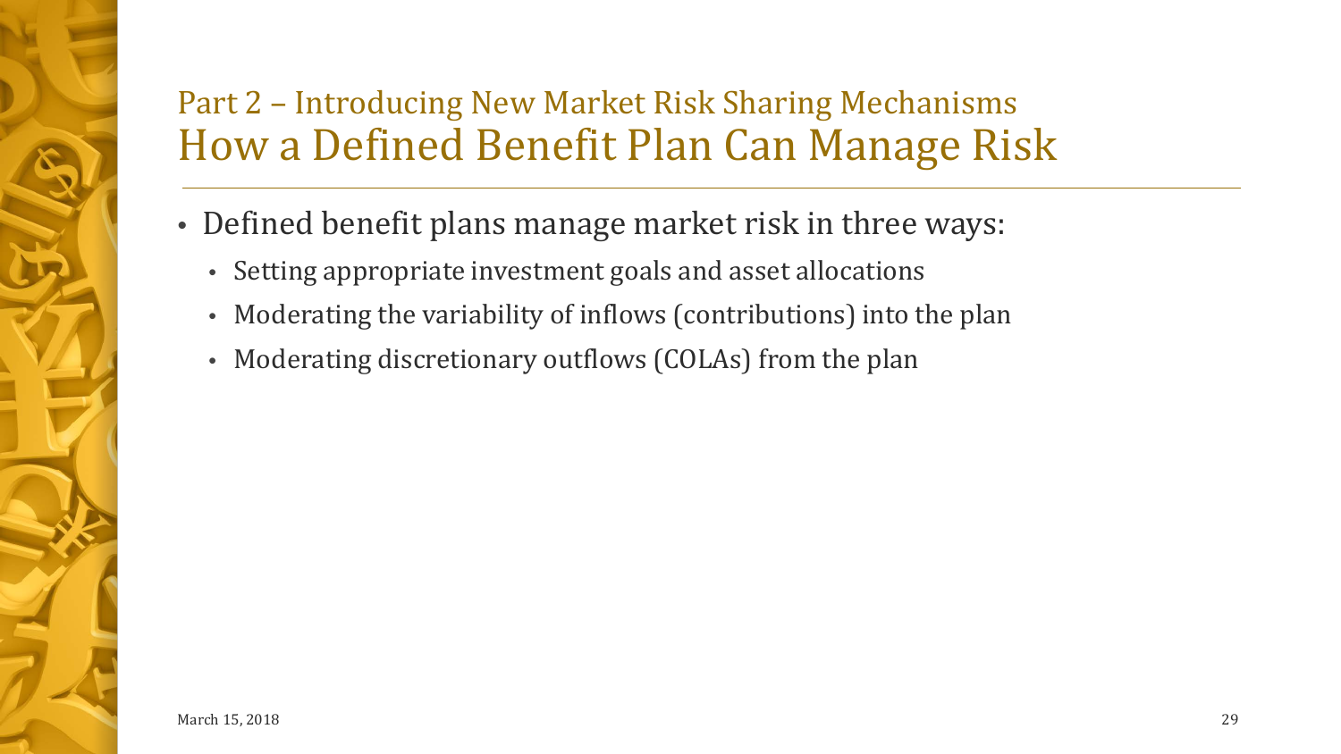## Part 2 – Introducing New Market Risk Sharing Mechanisms

# How a Defined Benefit Plan Can Manage Risk

- Defined benefit plans manage market risk in three ways:
  - Setting appropriate investment goals and asset allocations
  - Moderating the variability of inflows (contributions) into the plan
  - Moderating discretionary outflows (COLAs) from the plan

March 15, 2018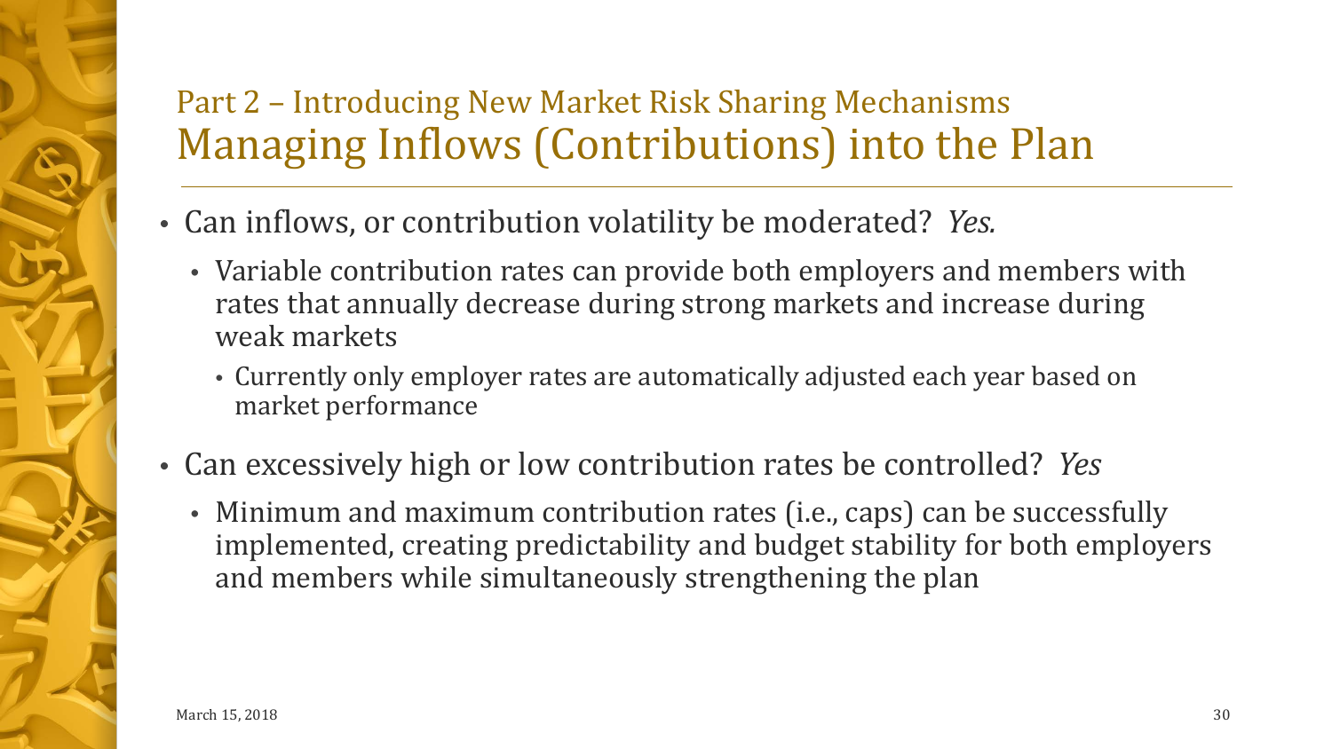## Part 2 – Introducing New Market Risk Sharing Mechanisms

# Managing Inflows (Contributions) into the Plan

- Can inflows, or contribution volatility be moderated? *Yes.*
  - Variable contribution rates can provide both employers and members with rates that annually decrease during strong markets and increase during weak markets
    - Currently only employer rates are automatically adjusted each year based on market performance
- Can excessively high or low contribution rates be controlled? *Yes*
  - Minimum and maximum contribution rates (i.e., caps) can be successfully implemented, creating predictability and budget stability for both employers and members while simultaneously strengthening the plan

March 15, 2018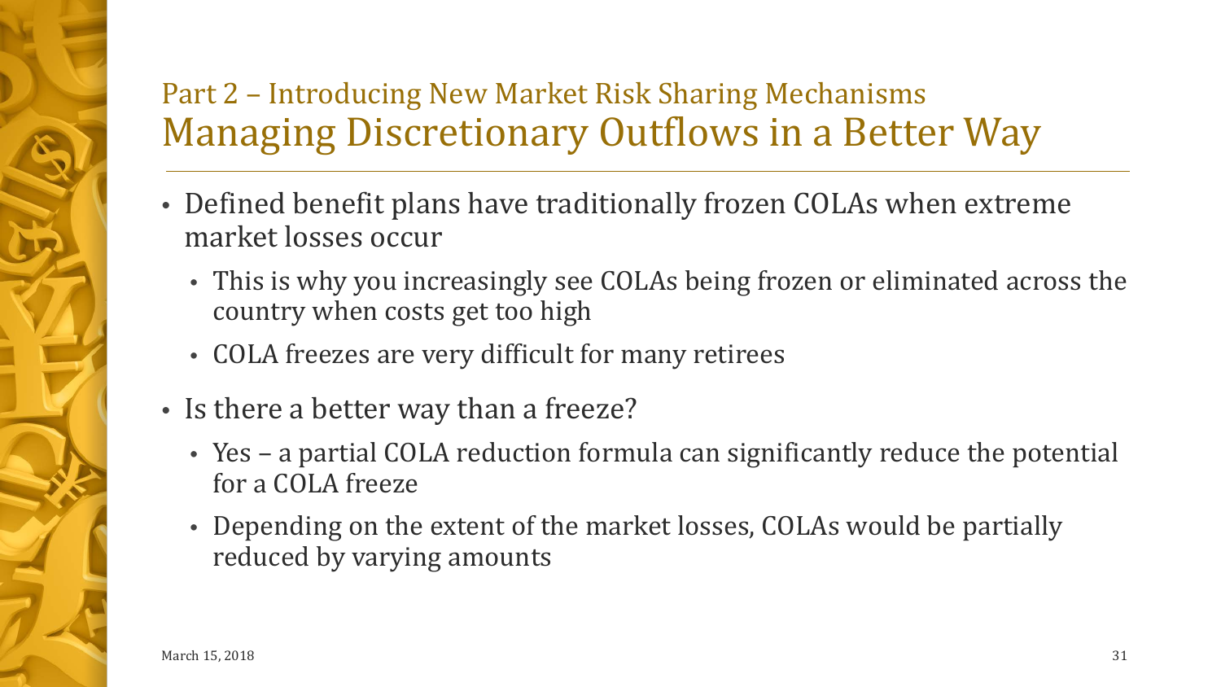## Part 2 – Introducing New Market Risk Sharing Mechanisms

# Managing Discretionary Outflows in a Better Way

- Defined benefit plans have traditionally frozen COLAs when extreme market losses occur
  - This is why you increasingly see COLAs being frozen or eliminated across the country when costs get too high
  - COLA freezes are very difficult for many retirees
- Is there a better way than a freeze?
  - Yes – a partial COLA reduction formula can significantly reduce the potential for a COLA freeze
  - Depending on the extent of the market losses, COLAs would be partially reduced by varying amounts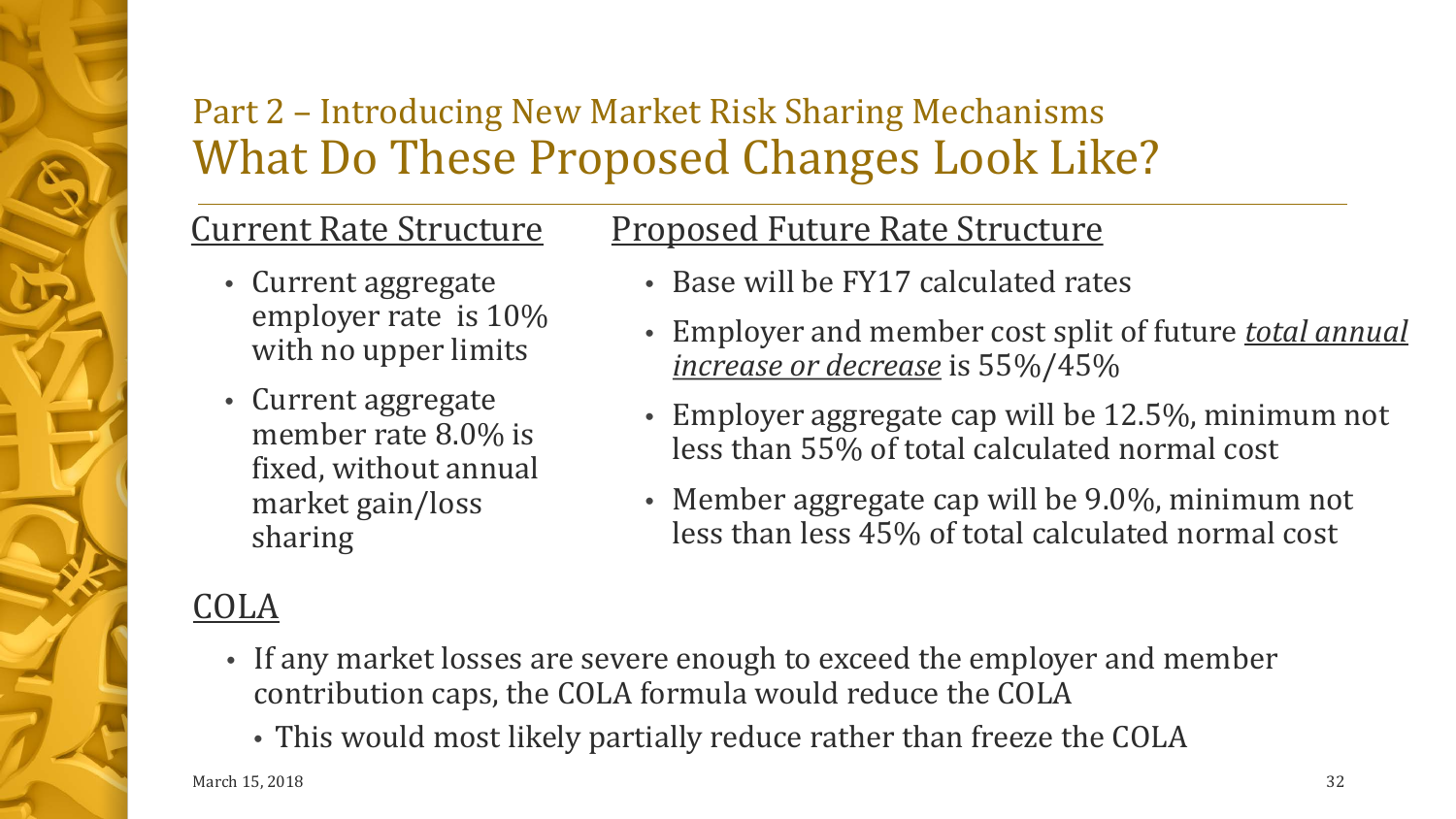## Part 2 – Introducing New Market Risk Sharing Mechanisms

# What Do These Proposed Changes Look Like?

### Current Rate Structure

- Current aggregate employer rate is 10% with no upper limits
- Current aggregate member rate 8.0% is fixed, without annual market gain/loss sharing

### Proposed Future Rate Structure

- Base will be FY17 calculated rates
- Employer and member cost split of future ***total annual increase or decrease*** is 55%/45%
- Employer aggregate cap will be 12.5%, minimum not less than 55% of total calculated normal cost
- Member aggregate cap will be 9.0%, minimum not less than less 45% of total calculated normal cost

### COLA

- If any market losses are severe enough to exceed the employer and member contribution caps, the COLA formula would reduce the COLA
  - This would most likely partially reduce rather than freeze the COLA

March 15, 2018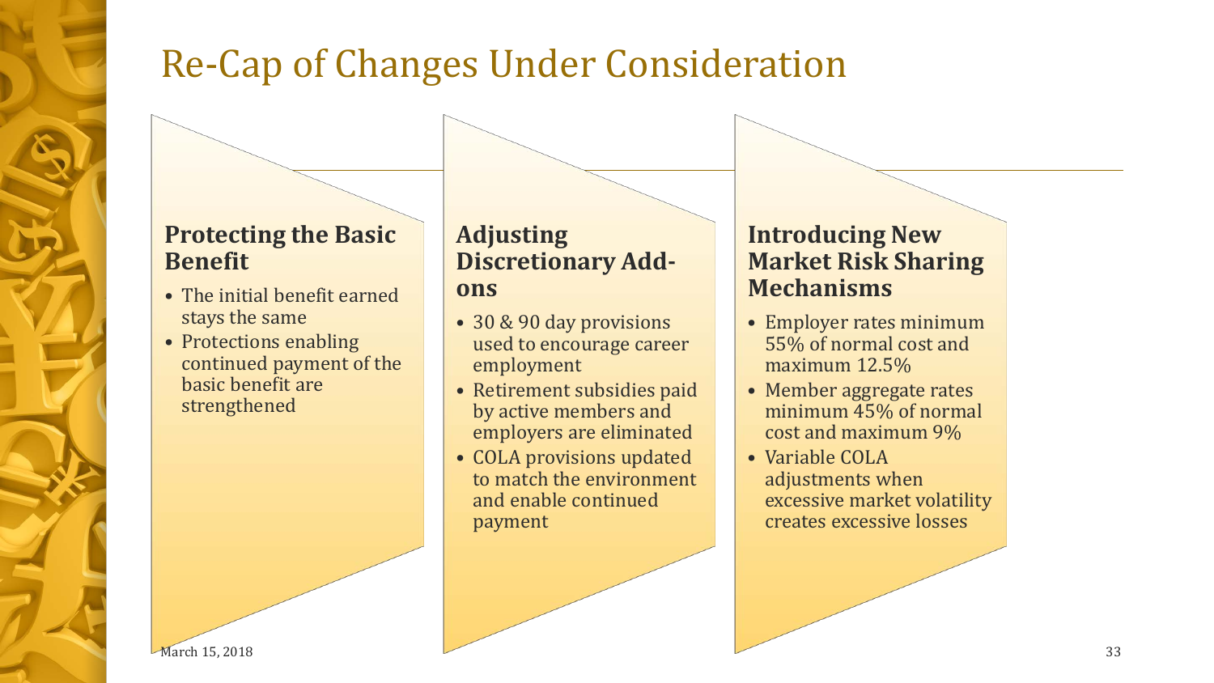# Re-Cap of Changes Under Consideration

## Protecting the Basic Benefit

- The initial benefit earned stays the same
- Protections enabling continued payment of the basic benefit are strengthened

## Adjusting Discretionary Add-ons

- 30 & 90 day provisions used to encourage career employment
- Retirement subsidies paid by active members and employers are eliminated
- COLA provisions updated to match the environment and enable continued payment

## Introducing New Market Risk Sharing Mechanisms

- Employer rates minimum 55% of normal cost and maximum 12.5%
- Member aggregate rates minimum 45% of normal cost and maximum 9%
- Variable COLA adjustments when excessive market volatility creates excessive losses

March 15, 2018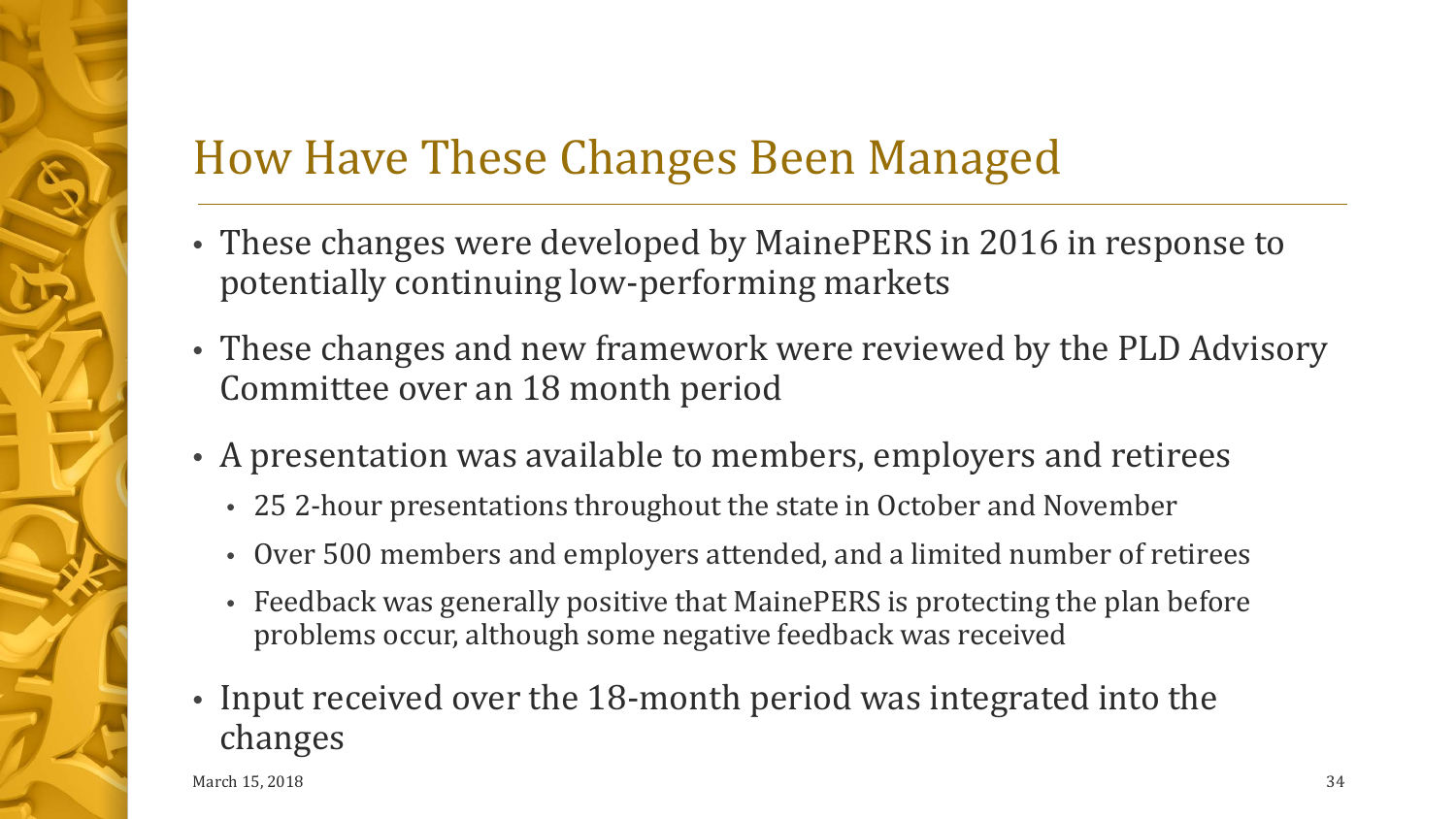# How Have These Changes Been Managed

- These changes were developed by MainePERS in 2016 in response to potentially continuing low-performing markets
- These changes and new framework were reviewed by the PLD Advisory Committee over an 18 month period
- A presentation was available to members, employers and retirees
  - 25 2-hour presentations throughout the state in October and November
  - Over 500 members and employers attended, and a limited number of retirees
  - Feedback was generally positive that MainePERS is protecting the plan before problems occur, although some negative feedback was received
- Input received over the 18-month period was integrated into the changes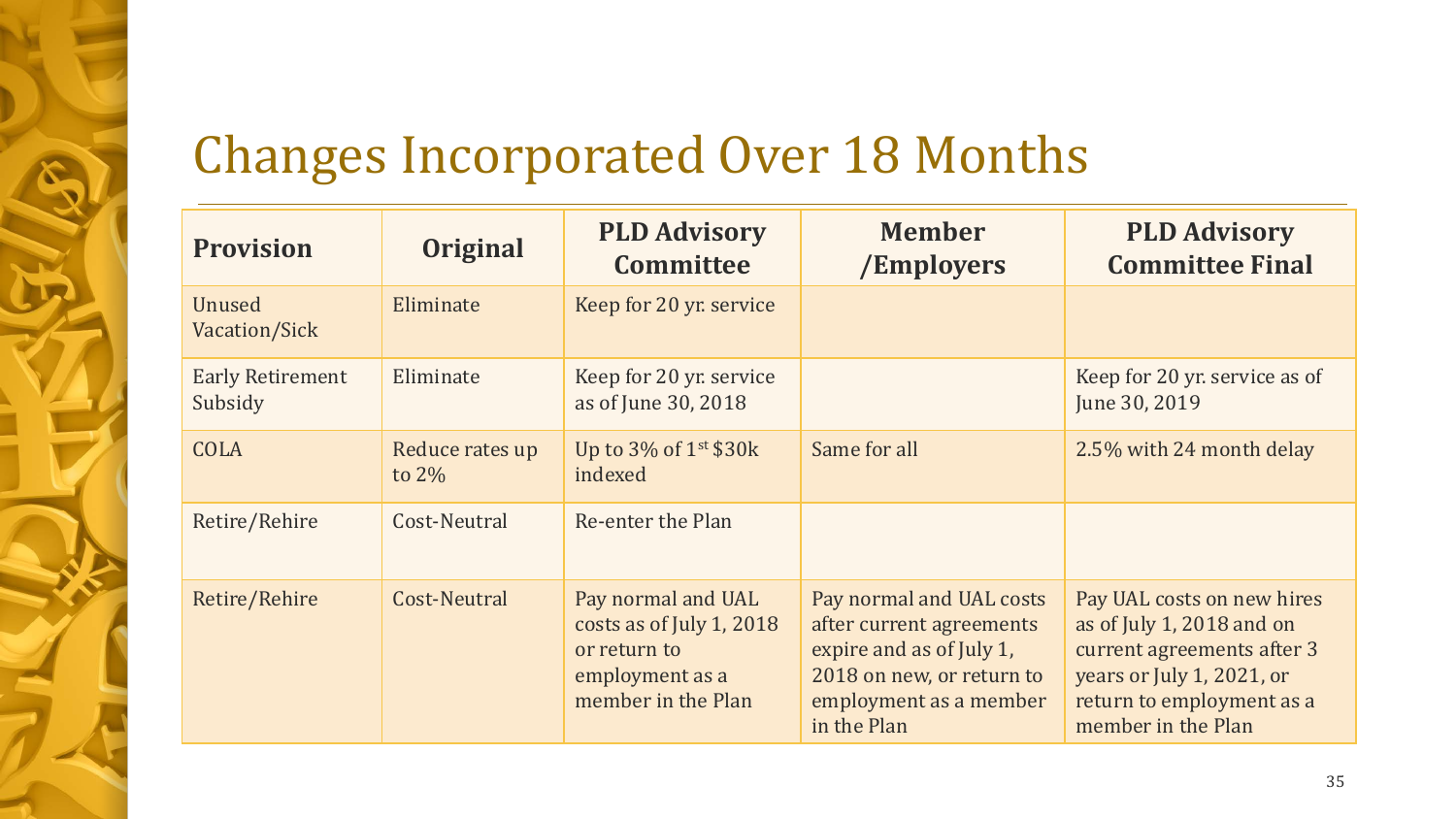# Changes Incorporated Over 18 Months

| Provision | Original | PLD Advisory Committee | Member /Employers | PLD Advisory Committee Final |
|---|---|---|---|---|
| Unused Vacation/Sick | Eliminate | Keep for 20 yr. service | | |
| Early Retirement Subsidy | Eliminate | Keep for 20 yr. service as of June 30, 2018 | | Keep for 20 yr. service as of June 30, 2019 |
| COLA | Reduce rates up to 2% | Up to 3% of 1st $30k indexed | Same for all | 2.5% with 24 month delay |
| Retire/Rehire | Cost-Neutral | Re-enter the Plan | | |
| Retire/Rehire | Cost-Neutral | Pay normal and UAL costs as of July 1, 2018 or return to employment as a member in the Plan | Pay normal and UAL costs after current agreements expire and as of July 1, 2018 on new, or return to employment as a member in the Plan | Pay UAL costs on new hires as of July 1, 2018 and on current agreements after 3 years or July 1, 2021, or return to employment as a member in the Plan |